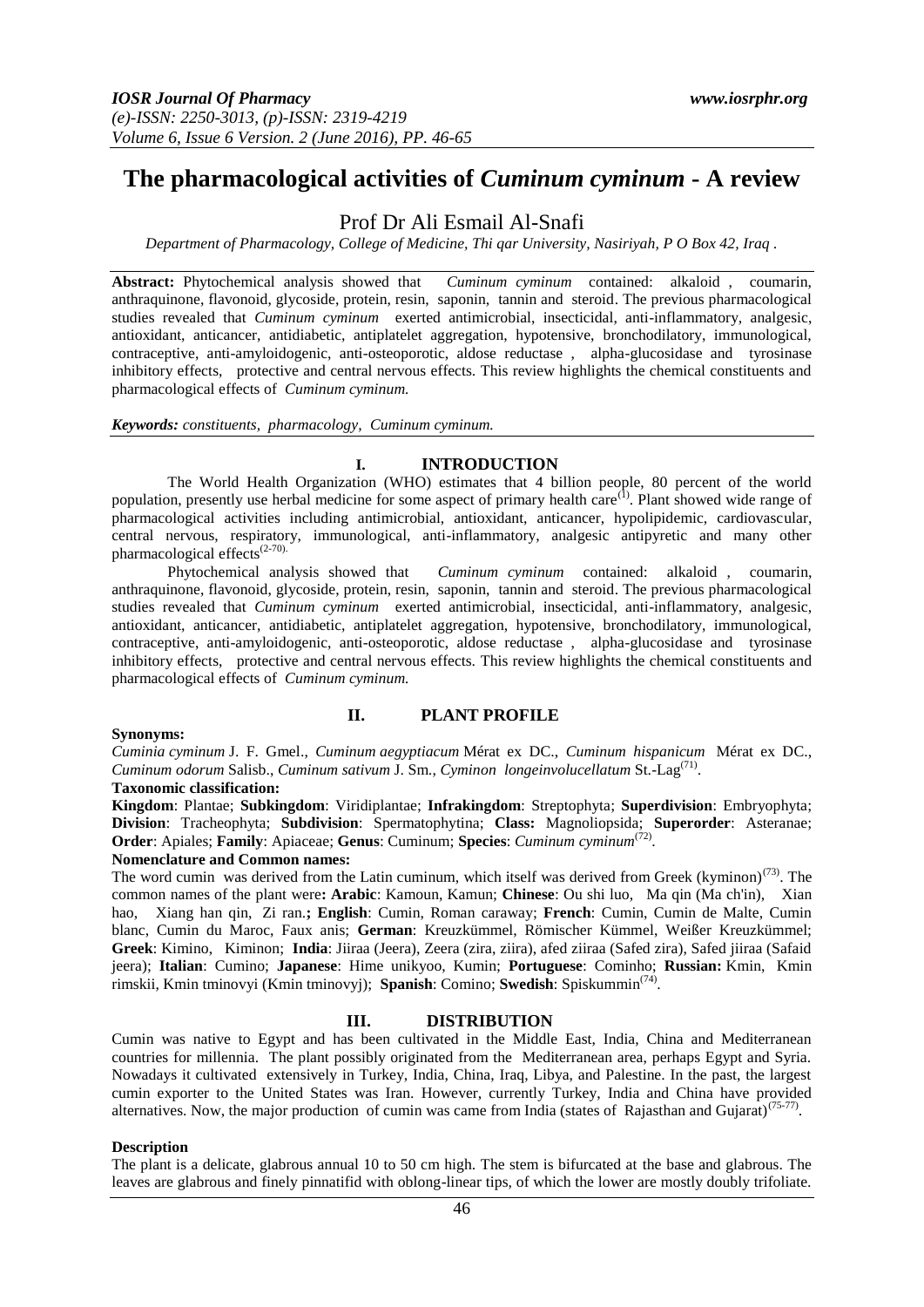# The pharmacological activities of *Cuminum cyminum* - A review

## Prof Dr Ali Esmail Al-Snafi

*Department of Pharmacology, College of Medicine, Thi qar University, Nasiriyah, P O Box 42, Iraq .*

---

**Abstract:** Phytochemical analysis showed that *Cuminum cyminum* contained: alkaloid , coumarin, anthraquinone, flavonoid, glycoside, protein, resin, saponin, tannin and steroid. The previous pharmacological studies revealed that *Cuminum cyminum* exerted antimicrobial, insecticidal, anti-inflammatory, analgesic, antioxidant, anticancer, antidiabetic, antiplatelet aggregation, hypotensive, bronchodilatory, immunological, contraceptive, anti-amyloidogenic, anti-osteoporotic, aldose reductase , alpha-glucosidase and tyrosinase inhibitory effects, protective and central nervous effects. This review highlights the chemical constituents and pharmacological effects of *Cuminum cyminum.*

***Keywords:*** *constituents, pharmacology, Cuminum cyminum.*

---

## I. INTRODUCTION

The World Health Organization (WHO) estimates that 4 billion people, 80 percent of the world population, presently use herbal medicine for some aspect of primary health care[1]. Plant showed wide range of pharmacological activities including antimicrobial, antioxidant, anticancer, hypolipidemic, cardiovascular, central nervous, respiratory, immunological, anti-inflammatory, analgesic antipyretic and many other pharmacological effects[2-70].

Phytochemical analysis showed that *Cuminum cyminum* contained: alkaloid , coumarin, anthraquinone, flavonoid, glycoside, protein, resin, saponin, tannin and steroid. The previous pharmacological studies revealed that *Cuminum cyminum* exerted antimicrobial, insecticidal, anti-inflammatory, analgesic, antioxidant, anticancer, antidiabetic, antiplatelet aggregation, hypotensive, bronchodilatory, immunological, contraceptive, anti-amyloidogenic, anti-osteoporotic, aldose reductase , alpha-glucosidase and tyrosinase inhibitory effects, protective and central nervous effects. This review highlights the chemical constituents and pharmacological effects of *Cuminum cyminum.*

## II. PLANT PROFILE

**Synonyms:**

*Cuminia cyminum* J. F. Gmel., *Cuminum aegyptiacum* Mérat ex DC., *Cuminum hispanicum* Mérat ex DC., *Cuminum odorum* Salisb., *Cuminum sativum* J. Sm., *Cyminon longeinvolucellatum* St.-Lag[71].

**Taxonomic classification:**

**Kingdom**: Plantae; **Subkingdom**: Viridiplantae; **Infrakingdom**: Streptophyta; **Superdivision**: Embryophyta; **Division**: Tracheophyta; **Subdivision**: Spermatophytina; **Class:** Magnoliopsida; **Superorder**: Asteranae; **Order**: Apiales; **Family**: Apiaceae; **Genus**: Cuminum; **Species**: *Cuminum cyminum*[72].

**Nomenclature and Common names:**

The word cumin was derived from the Latin cuminum, which itself was derived from Greek (kyminon)[73]. The common names of the plant were**: Arabic**: Kamoun, Kamun; **Chinese**: Ou shi luo, Ma qin (Ma ch'in), Xian hao, Xiang han qin, Zi ran.**; English**: Cumin, Roman caraway; **French**: Cumin, Cumin de Malte, Cumin blanc, Cumin du Maroc, Faux anis; **German**: Kreuzkümmel, Römischer Kümmel, Weißer Kreuzkümmel; **Greek**: Kimino, Kiminon; **India**: Jiiraa (Jeera), Zeera (zira, ziira), afed ziiraa (Safed zira), Safed jiiraa (Safaid jeera); **Italian**: Cumino; **Japanese**: Hime unikyoo, Kumin; **Portuguese**: Cominho; **Russian:** Kmin, Kmin rimskii, Kmin tminovyi (Kmin tminovyj); **Spanish**: Comino; **Swedish**: Spiskummin[74].

## III. DISTRIBUTION

Cumin was native to Egypt and has been cultivated in the Middle East, India, China and Mediterranean countries for millennia. The plant possibly originated from the Mediterranean area, perhaps Egypt and Syria. Nowadays it cultivated extensively in Turkey, India, China, Iraq, Libya, and Palestine. In the past, the largest cumin exporter to the United States was Iran. However, currently Turkey, India and China have provided alternatives. Now, the major production of cumin was came from India (states of Rajasthan and Gujarat)[75-77].

**Description**

The plant is a delicate, glabrous annual 10 to 50 cm high. The stem is bifurcated at the base and glabrous. The leaves are glabrous and finely pinnatifid with oblong-linear tips, of which the lower are mostly doubly trifoliate.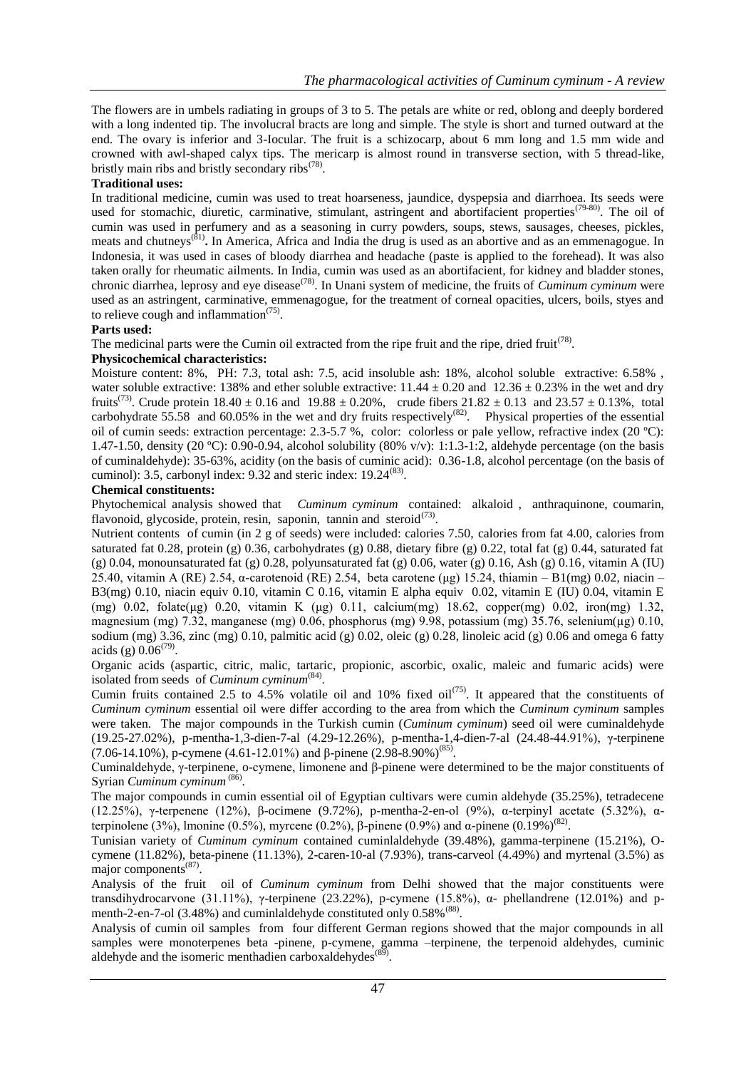The flowers are in umbels radiating in groups of 3 to 5. The petals are white or red, oblong and deeply bordered with a long indented tip. The involucral bracts are long and simple. The style is short and turned outward at the end. The ovary is inferior and 3-Iocular. The fruit is a schizocarp, about 6 mm long and 1.5 mm wide and crowned with awl-shaped calyx tips. The mericarp is almost round in transverse section, with 5 thread-like, bristly main ribs and bristly secondary ribs[78].

**Traditional uses:**

In traditional medicine, cumin was used to treat hoarseness, jaundice, dyspepsia and diarrhoea. Its seeds were used for stomachic, diuretic, carminative, stimulant, astringent and abortifacient properties[79-80]. The oil of cumin was used in perfumery and as a seasoning in curry powders, soups, stews, sausages, cheeses, pickles, meats and chutneys[81]**.** In America, Africa and India the drug is used as an abortive and as an emmenagogue. In Indonesia, it was used in cases of bloody diarrhea and headache (paste is applied to the forehead). It was also taken orally for rheumatic ailments. In India, cumin was used as an abortifacient, for kidney and bladder stones, chronic diarrhea, leprosy and eye disease[78]. In Unani system of medicine, the fruits of *Cuminum cyminum* were used as an astringent, carminative, emmenagogue, for the treatment of corneal opacities, ulcers, boils, styes and to relieve cough and inflammation[75].

**Parts used:**

The medicinal parts were the Cumin oil extracted from the ripe fruit and the ripe, dried fruit[78].

**Physicochemical characteristics:**

Moisture content: 8%, PH: 7.3, total ash: 7.5, acid insoluble ash: 18%, alcohol soluble extractive: 6.58% , water soluble extractive: 138% and ether soluble extractive: 11.44 ± 0.20 and 12.36 ± 0.23% in the wet and dry fruits[73]. Crude protein 18.40 ± 0.16 and 19.88 ± 0.20%, crude fibers 21.82 ± 0.13 and 23.57 ± 0.13%, total carbohydrate 55.58 and 60.05% in the wet and dry fruits respectively[82]. Physical properties of the essential oil of cumin seeds: extraction percentage: 2.3-5.7 %, color: colorless or pale yellow, refractive index (20 ºC): 1.47-1.50, density (20 ºC): 0.90-0.94, alcohol solubility (80% v/v): 1:1.3-1:2, aldehyde percentage (on the basis of cuminaldehyde): 35-63%, acidity (on the basis of cuminic acid): 0.36-1.8, alcohol percentage (on the basis of cuminol): 3.5, carbonyl index: 9.32 and steric index: 19.24[83].

**Chemical constituents:**

Phytochemical analysis showed that *Cuminum cyminum* contained: alkaloid , anthraquinone, coumarin, flavonoid, glycoside, protein, resin, saponin, tannin and steroid[73].

Nutrient contents of cumin (in 2 g of seeds) were included: calories 7.50, calories from fat 4.00, calories from saturated fat 0.28, protein (g) 0.36, carbohydrates (g) 0.88, dietary fibre (g) 0.22, total fat (g) 0.44, saturated fat (g) 0.04, monounsaturated fat (g) 0.28, polyunsaturated fat (g) 0.06, water (g) 0.16, Ash (g) 0.16, vitamin A (IU) 25.40, vitamin A (RE) 2.54, α-carotenoid (RE) 2.54, beta carotene (μg) 15.24, thiamin – B1(mg) 0.02, niacin – B3(mg) 0.10, niacin equiv 0.10, vitamin C 0.16, vitamin E alpha equiv 0.02, vitamin E (IU) 0.04, vitamin E (mg) 0.02, folate(μg) 0.20, vitamin K (μg) 0.11, calcium(mg) 18.62, copper(mg) 0.02, iron(mg) 1.32, magnesium (mg) 7.32, manganese (mg) 0.06, phosphorus (mg) 9.98, potassium (mg) 35.76, selenium(μg) 0.10, sodium (mg) 3.36, zinc (mg) 0.10, palmitic acid (g) 0.02, oleic (g) 0.28, linoleic acid (g) 0.06 and omega 6 fatty acids (g) 0.06[79].

Organic acids (aspartic, citric, malic, tartaric, propionic, ascorbic, oxalic, maleic and fumaric acids) were isolated from seeds of *Cuminum cyminum*[84].

Cumin fruits contained 2.5 to 4.5% volatile oil and 10% fixed oil[75]. It appeared that the constituents of *Cuminum cyminum* essential oil were differ according to the area from which the *Cuminum cyminum* samples were taken. The major compounds in the Turkish cumin (*Cuminum cyminum*) seed oil were cuminaldehyde (19.25-27.02%), p-mentha-1,3-dien-7-al (4.29-12.26%), p-mentha-1,4-dien-7-al (24.48-44.91%), γ-terpinene (7.06-14.10%), p-cymene (4.61-12.01%) and β-pinene (2.98-8.90%)[85].

Cuminaldehyde, γ-terpinene, o-cymene, limonene and β-pinene were determined to be the major constituents of Syrian *Cuminum cyminum*[86].

The major compounds in cumin essential oil of Egyptian cultivars were cumin aldehyde (35.25%), tetradecene (12.25%), γ-terpenene (12%), β-ocimene (9.72%), p-mentha-2-en-ol (9%), α-terpinyl acetate (5.32%), α-terpinolene (3%), lmonine (0.5%), myrcene (0.2%), β-pinene (0.9%) and α-pinene (0.19%)[82].

Tunisian variety of *Cuminum cyminum* contained cuminlaldehyde (39.48%), gamma-terpinene (15.21%), O-cymene (11.82%), beta-pinene (11.13%), 2-caren-10-al (7.93%), trans-carveol (4.49%) and myrtenal (3.5%) as major components[87].

Analysis of the fruit oil of *Cuminum cyminum* from Delhi showed that the major constituents were transdihydrocarvone (31.11%), γ-terpinene (23.22%), p-cymene (15.8%), α- phellandrene (12.01%) and p-menth-2-en-7-ol (3.48%) and cuminlaldehyde constituted only 0.58%[88].

Analysis of cumin oil samples from four different German regions showed that the major compounds in all samples were monoterpenes beta -pinene, p-cymene, gamma –terpinene, the terpenoid aldehydes, cuminic aldehyde and the isomeric menthadien carboxaldehydes[89].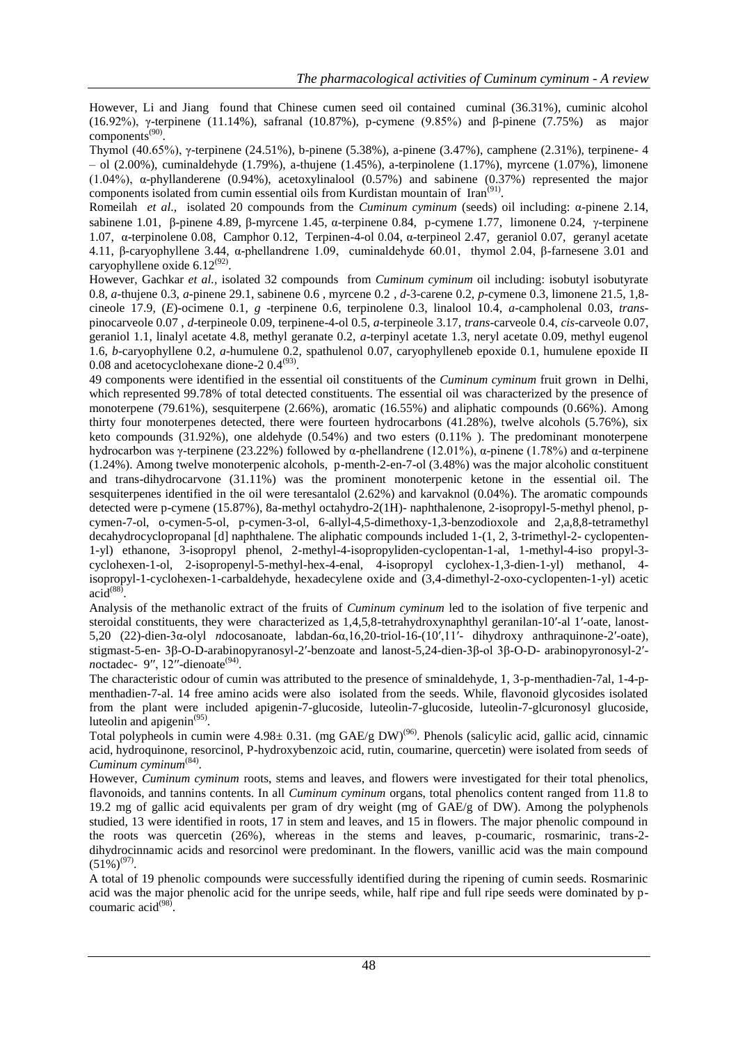However, Li and Jiang found that Chinese cumen seed oil contained cuminal (36.31%), cuminic alcohol (16.92%), γ-terpinene (11.14%), safranal (10.87%), p-cymene (9.85%) and β-pinene (7.75%) as major components[90].

Thymol (40.65%), γ-terpinene (24.51%), b-pinene (5.38%), a-pinene (3.47%), camphene (2.31%), terpinene- 4 – ol (2.00%), cuminaldehyde (1.79%), a-thujene (1.45%), a-terpinolene (1.17%), myrcene (1.07%), limonene (1.04%), α-phyllanderene (0.94%), acetoxylinalool (0.57%) and sabinene (0.37%) represented the major components isolated from cumin essential oils from Kurdistan mountain of Iran[91].

Romeilah *et al.*, isolated 20 compounds from the *Cuminum cyminum* (seeds) oil including: α-pinene 2.14, sabinene 1.01, β-pinene 4.89, β-myrcene 1.45, α-terpinene 0.84, p-cymene 1.77, limonene 0.24, γ-terpinene 1.07, α-terpinolene 0.08, Camphor 0.12, Terpinen-4-ol 0.04, α-terpineol 2.47, geraniol 0.07, geranyl acetate 4.11, β-caryophyllene 3.44, α-phellandrene 1.09, cuminaldehyde 60.01, thymol 2.04, β-farnesene 3.01 and caryophyllene oxide 6.12[92].

However, Gachkar *et al.*, isolated 32 compounds from *Cuminum cyminum* oil including: isobutyl isobutyrate 0.8, *a*-thujene 0.3, *a*-pinene 29.1, sabinene 0.6 , myrcene 0.2 , *d*-3-carene 0.2, *p*-cymene 0.3, limonene 21.5, 1,8-cineole 17.9, (*E*)-ocimene 0.1, *g* -terpinene 0.6, terpinolene 0.3, linalool 10.4, *a*-campholenal 0.03, *trans*-pinocarveole 0.07 , *d*-terpineole 0.09, terpinene-4-ol 0.5, *a*-terpineole 3.17, *trans*-carveole 0.4, *cis*-carveole 0.07, geraniol 1.1, linalyl acetate 4.8, methyl geranate 0.2, *a*-terpinyl acetate 1.3, neryl acetate 0.09, methyl eugenol 1.6, *b*-caryophyllene 0.2, *a*-humulene 0.2, spathulenol 0.07, caryophylleneb epoxide 0.1, humulene epoxide II 0.08 and acetocyclohexane dione-2 0.4[93].

49 components were identified in the essential oil constituents of the *Cuminum cyminum* fruit grown in Delhi, which represented 99.78% of total detected constituents. The essential oil was characterized by the presence of monoterpene (79.61%), sesquiterpene (2.66%), aromatic (16.55%) and aliphatic compounds (0.66%). Among thirty four monoterpenes detected, there were fourteen hydrocarbons (41.28%), twelve alcohols (5.76%), six keto compounds (31.92%), one aldehyde (0.54%) and two esters (0.11% ). The predominant monoterpene hydrocarbon was γ-terpinene (23.22%) followed by α-phellandrene (12.01%), α-pinene (1.78%) and α-terpinene (1.24%). Among twelve monoterpenic alcohols, p-menth-2-en-7-ol (3.48%) was the major alcoholic constituent and trans-dihydrocarvone (31.11%) was the prominent monoterpenic ketone in the essential oil. The sesquiterpenes identified in the oil were teresantalol (2.62%) and karvaknol (0.04%). The aromatic compounds detected were p-cymene (15.87%), 8a-methyl octahydro-2(1H)- naphthalenone, 2-isopropyl-5-methyl phenol, p-cymen-7-ol, o-cymen-5-ol, p-cymen-3-ol, 6-allyl-4,5-dimethoxy-1,3-benzodioxole and 2,a,8,8-tetramethyl decahydrocyclopropanal [d] naphthalene. The aliphatic compounds included 1-(1, 2, 3-trimethyl-2- cyclopenten-1-yl) ethanone, 3-isopropyl phenol, 2-methyl-4-isopropyliden-cyclopentan-1-al, 1-methyl-4-iso propyl-3-cyclohexen-1-ol, 2-isopropenyl-5-methyl-hex-4-enal, 4-isopropyl cyclohex-1,3-dien-1-yl) methanol, 4-isopropyl-1-cyclohexen-1-carbaldehyde, hexadecylene oxide and (3,4-dimethyl-2-oxo-cyclopenten-1-yl) acetic acid[88].

Analysis of the methanolic extract of the fruits of *Cuminum cyminum* led to the isolation of five terpenic and steroidal constituents, they were characterized as 1,4,5,8-tetrahydroxynaphthyl geranilan-10′-al 1′-oate, lanost-5,20 (22)-dien-3α-olyl *n*docosanoate, labdan-6α,16,20-triol-16-(10′,11′- dihydroxy anthraquinone-2′-oate), stigmast-5-en- 3β-O-D-arabinopyranosyl-2′-benzoate and lanost-5,24-dien-3β-ol 3β-O-D- arabinopyronosyl-2′-*n*octadec- 9′′, 12′′-dienoate[94].

The characteristic odour of cumin was attributed to the presence of sminaldehyde, 1, 3-p-menthadien-7al, 1-4-p-menthadien-7-al. 14 free amino acids were also isolated from the seeds. While, flavonoid glycosides isolated from the plant were included apigenin-7-glucoside, luteolin-7-glucoside, luteolin-7-glcuronosyl glucoside, luteolin and apigenin[95].

Total polypheols in cumin were 4.98± 0.31. (mg GAE/g DW)[96]. Phenols (salicylic acid, gallic acid, cinnamic acid, hydroquinone, resorcinol, P-hydroxybenzoic acid, rutin, coumarine, quercetin) were isolated from seeds of *Cuminum cyminum*[84].

However, *Cuminum cyminum* roots, stems and leaves, and flowers were investigated for their total phenolics, flavonoids, and tannins contents. In all *Cuminum cyminum* organs, total phenolics content ranged from 11.8 to 19.2 mg of gallic acid equivalents per gram of dry weight (mg of GAE/g of DW). Among the polyphenols studied, 13 were identified in roots, 17 in stem and leaves, and 15 in flowers. The major phenolic compound in the roots was quercetin (26%), whereas in the stems and leaves, p-coumaric, rosmarinic, trans-2-dihydrocinnamic acids and resorcinol were predominant. In the flowers, vanillic acid was the main compound (51%)[97].

A total of 19 phenolic compounds were successfully identified during the ripening of cumin seeds. Rosmarinic acid was the major phenolic acid for the unripe seeds, while, half ripe and full ripe seeds were dominated by p-coumaric acid[98].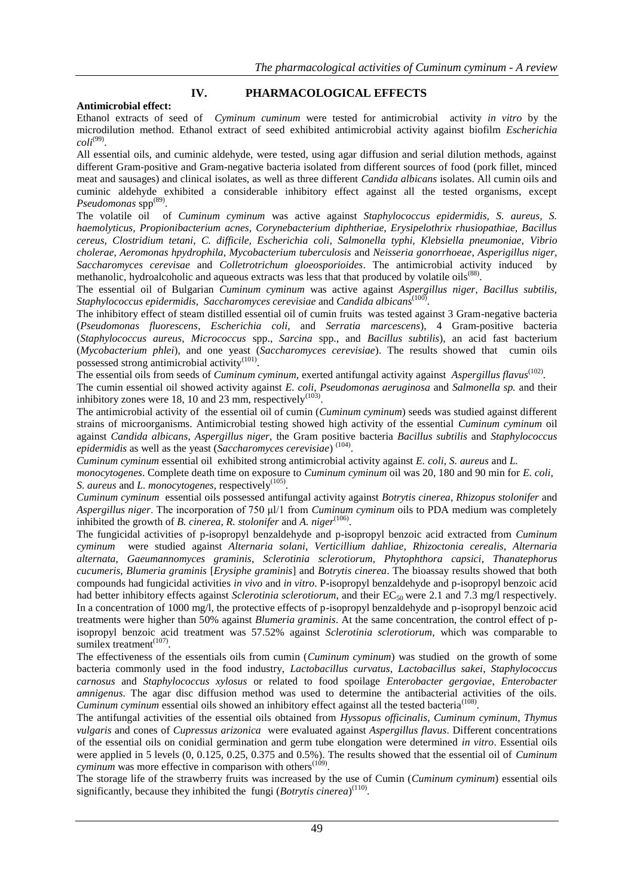## IV. PHARMACOLOGICAL EFFECTS

**Antimicrobial effect:**

Ethanol extracts of seed of *Cyminum cuminum* were tested for antimicrobial activity *in vitro* by the microdilution method. Ethanol extract of seed exhibited antimicrobial activity against biofilm *Escherichia coli*[99].

All essential oils, and cuminic aldehyde, were tested, using agar diffusion and serial dilution methods, against different Gram-positive and Gram-negative bacteria isolated from different sources of food (pork fillet, minced meat and sausages) and clinical isolates, as well as three different *Candida albicans* isolates. All cumin oils and cuminic aldehyde exhibited a considerable inhibitory effect against all the tested organisms, except *Pseudomonas* spp[89].

The volatile oil of *Cuminum cyminum* was active against *Staphylococcus epidermidis, S. aureus, S. haemolyticus, Propionibacterium acnes, Corynebacterium diphtheriae, Erysipelothrix rhusiopathiae, Bacillus cereus, Clostridium tetani, C. difficile, Escherichia coli, Salmonella typhi, Klebsiella pneumoniae, Vibrio cholerae, Aeromonas hpydrophila, Mycobacterium tuberculosis* and *Neisseria gonorrhoeae, Asperigillus niger, Saccharomyces cerevisae* and *Colletrotrichum gloeosporioides*. The antimicrobial activity induced by methanolic, hydroalcoholic and aqueous extracts was less that that produced by volatile oils[88].

The essential oil of Bulgarian *Cuminum cyminum* was active against *Aspergillus niger, Bacillus subtilis, Staphylococcus epidermidis, Saccharomyces cerevisiae* and *Candida albicans*[100].

The inhibitory effect of steam distilled essential oil of cumin fruits was tested against 3 Gram-negative bacteria (*Pseudomonas fluorescens*, *Escherichia coli*, and *Serratia marcescens*), 4 Gram-positive bacteria (*Staphylococcus aureus*, *Micrococcus* spp., *Sarcina* spp., and *Bacillus subtilis*), an acid fast bacterium (*Mycobacterium phlei*), and one yeast (*Saccharomyces cerevisiae*). The results showed that cumin oils possessed strong antimicrobial activity[101].

The essential oils from seeds of *Cuminum cyminum*, exerted antifungal activity against *Aspergillus flavus*[102].

The cumin essential oil showed activity against *E. coli*, *Pseudomonas aeruginosa* and *Salmonella sp.* and their inhibitory zones were 18, 10 and 23 mm, respectively[103].

The antimicrobial activity of the essential oil of cumin (*Cuminum cyminum*) seeds was studied against different strains of microorganisms. Antimicrobial testing showed high activity of the essential *Cuminum cyminum* oil against *Candida albicans*, *Aspergillus niger*, the Gram positive bacteria *Bacillus subtilis* and *Staphylococcus epidermidis* as well as the yeast (*Saccharomyces cerevisiae*) [104].

*Cuminum cyminum* essential oil exhibited strong antimicrobial activity against *E. coli*, *S. aureus* and *L. monocytogenes*. Complete death time on exposure to *Cuminum cyminum* oil was 20, 180 and 90 min for *E. coli*, *S. aureus* and *L. monocytogenes*, respectively[105].

*Cuminum cyminum* essential oils possessed antifungal activity against *Botrytis cinerea*, *Rhizopus stolonifer* and *Aspergillus niger*. The incorporation of 750 μl/1 from *Cuminum cyminum* oils to PDA medium was completely inhibited the growth of *B. cinerea*, *R. stolonifer* and *A. niger*[106].

The fungicidal activities of p-isopropyl benzaldehyde and p-isopropyl benzoic acid extracted from *Cuminum cyminum* were studied against *Alternaria solani*, *Verticillium dahliae*, *Rhizoctonia cerealis*, *Alternaria alternata*, *Gaeumannomyces graminis*, *Sclerotinia sclerotiorum*, *Phytophthora capsici*, *Thanatephorus cucumeris*, *Blumeria graminis* [*Erysiphe graminis*] and *Botrytis cinerea*. The bioassay results showed that both compounds had fungicidal activities *in vivo* and *in vitro*. P-isopropyl benzaldehyde and p-isopropyl benzoic acid had better inhibitory effects against *Sclerotinia sclerotiorum*, and their $EC_{50}$ were 2.1 and 7.3 mg/l respectively. In a concentration of 1000 mg/l, the protective effects of p-isopropyl benzaldehyde and p-isopropyl benzoic acid treatments were higher than 50% against *Blumeria graminis*. At the same concentration, the control effect of p-isopropyl benzoic acid treatment was 57.52% against *Sclerotinia sclerotiorum*, which was comparable to sumilex treatment[107].

The effectiveness of the essentials oils from cumin (*Cuminum cyminum*) was studied on the growth of some bacteria commonly used in the food industry, *Lactobacillus curvatus*, *Lactobacillus sakei*, *Staphylococcus carnosus* and *Staphylococcus xylosus* or related to food spoilage *Enterobacter gergoviae*, *Enterobacter amnigenus*. The agar disc diffusion method was used to determine the antibacterial activities of the oils. *Cuminum cyminum* essential oils showed an inhibitory effect against all the tested bacteria[108].

The antifungal activities of the essential oils obtained from *Hyssopus officinalis*, *Cuminum cyminum*, *Thymus vulgaris* and cones of *Cupressus arizonica* were evaluated against *Aspergillus flavus*. Different concentrations of the essential oils on conidial germination and germ tube elongation were determined *in vitro*. Essential oils were applied in 5 levels (0, 0.125, 0.25, 0.375 and 0.5%). The results showed that the essential oil of *Cuminum cyminum* was more effective in comparison with others[109].

The storage life of the strawberry fruits was increased by the use of Cumin (*Cuminum cyminum*) essential oils significantly, because they inhibited the fungi (*Botrytis cinerea*)[110].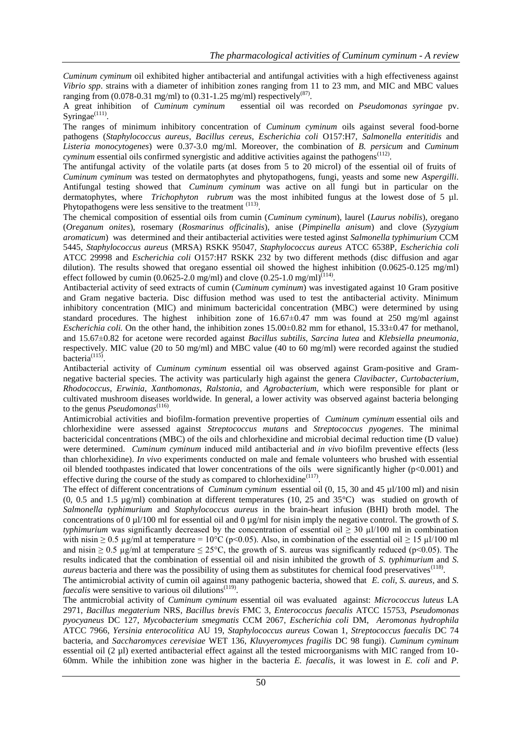*Cuminum cyminum* oil exhibited higher antibacterial and antifungal activities with a high effectiveness against *Vibrio spp*. strains with a diameter of inhibition zones ranging from 11 to 23 mm, and MIC and MBC values ranging from (0.078-0.31 mg/ml) to (0.31-1.25 mg/ml) respectively[87].

A great inhibition of *Cuminum cyminum* essential oil was recorded on *Pseudomonas syringae* pv. Syringae[111].

The ranges of minimum inhibitory concentration of *Cuminum cyminum* oils against several food-borne pathogens (*Staphylococcus aureus*, *Bacillus cereus*, *Escherichia coli* O157:H7, *Salmonella enteritidis* and *Listeria monocytogenes*) were 0.37-3.0 mg/ml. Moreover, the combination of *B. persicum* and *Cuminum cyminum* essential oils confirmed synergistic and additive activities against the pathogens[112].

The antifungal activity of the volatile parts (at doses from 5 to 20 microl) of the essential oil of fruits of *Cuminum cyminum* was tested on dermatophytes and phytopathogens, fungi, yeasts and some new *Aspergilli*. Antifungal testing showed that *Cuminum cyminum* was active on all fungi but in particular on the dermatophytes, where *Trichophyton rubrum* was the most inhibited fungus at the lowest dose of 5 µl. Phytopathogens were less sensitive to the treatment [113].

The chemical composition of essential oils from cumin (*Cuminum cyminum*), laurel (*Laurus nobilis*), oregano (*Oreganum onites*), rosemary (*Rosmarinus officinalis*), anise (*Pimpinella anisum*) and clove (*Syzygium aromaticum*) was determined and their antibacterial activities were tested against *Salmonella typhimurium* CCM 5445, *Staphylococcus aureus* (MRSA) RSKK 95047, *Staphylococcus aureus* ATCC 6538P, *Escherichia coli* ATCC 29998 and *Escherichia coli* O157:H7 RSKK 232 by two different methods (disc diffusion and agar dilution). The results showed that oregano essential oil showed the highest inhibition (0.0625-0.125 mg/ml) effect followed by cumin (0.0625-2.0 mg/ml) and clove (0.25-1.0 mg/ml)[114].

Antibacterial activity of seed extracts of cumin (*Cuminum cyminum*) was investigated against 10 Gram positive and Gram negative bacteria. Disc diffusion method was used to test the antibacterial activity. Minimum inhibitory concentration (MIC) and minimum bactericidal concentration (MBC) were determined by using standard procedures. The highest inhibition zone of 16.67±0.47 mm was found at 250 mg/ml against *Escherichia coli.* On the other hand, the inhibition zones 15.00±0.82 mm for ethanol, 15.33±0.47 for methanol, and 15.67±0.82 for acetone were recorded against *Bacillus subtilis, Sarcina lutea* and *Klebsiella pneumonia*, respectively. MIC value (20 to 50 mg/ml) and MBC value (40 to 60 mg/ml) were recorded against the studied bacteria[115].

Antibacterial activity of *Cuminum cyminum* essential oil was observed against Gram-positive and Gram-negative bacterial species. The activity was particularly high against the genera *Clavibacter*, *Curtobacterium*, *Rhodococcus*, *Erwinia*, *Xanthomonas*, *Ralstonia*, and *Agrobacterium*, which were responsible for plant or cultivated mushroom diseases worldwide. In general, a lower activity was observed against bacteria belonging to the genus *Pseudomonas*[116].

Antimicrobial activities and biofilm-formation preventive properties of *Cuminum cyminum* essential oils and chlorhexidine were assessed against *Streptococcus mutans* and *Streptococcus pyogenes*. The minimal bactericidal concentrations (MBC) of the oils and chlorhexidine and microbial decimal reduction time (D value) were determined. *Cuminum cyminum* induced mild antibacterial and *in vivo* biofilm preventive effects (less than chlorhexidine). *In vivo* experiments conducted on male and female volunteers who brushed with essential oil blended toothpastes indicated that lower concentrations of the oils were significantly higher ($p<0.001$) and effective during the course of the study as compared to chlorhexidine[117].

The effect of different concentrations of *Cuminum cyminum* essential oil (0, 15, 30 and 45 µl/100 ml) and nisin (0, 0.5 and 1.5 µg/ml) combination at different temperatures (10, 25 and 35°C) was studied on growth of *Salmonella typhimurium* and *Staphylococcus aureus* in the brain-heart infusion (BHI) broth model. The concentrations of 0 µl/100 ml for essential oil and 0 µg/ml for nisin imply the negative control. The growth of *S. typhimurium* was significantly decreased by the concentration of essential oil ≥ 30 µl/100 ml in combination with nisin ≥ 0.5 µg/ml at temperature = 10°C ($p<0.05$). Also, in combination of the essential oil ≥ 15 µl/100 ml and nisin ≥ 0.5 µg/ml at temperature ≤ 25°C, the growth of S. aureus was significantly reduced ($p<0.05$). The results indicated that the combination of essential oil and nisin inhibited the growth of *S. typhimurium* and *S. aureus* bacteria and there was the possibility of using them as substitutes for chemical food preservatives[118].

The antimicrobial activity of cumin oil against many pathogenic bacteria, showed that *E. coli*, *S. aureus*, and *S. faecalis* were sensitive to various oil dilutions[119].

The antmicrobial activity of *Cuminum cyminum* essential oil was evaluated against: *Micrococcus luteus* LA 2971, *Bacillus megaterium* NRS, *Bacillus brevis* FMC 3, *Enterococcus faecalis* ATCC 15753, *Pseudomonas pyocyaneus* DC 127, *Mycobacterium smegmatis* CCM 2067, *Escherichia coli* DM, *Aeromonas hydrophila* ATCC 7966, *Yersinia enterocolitica* AU 19, *Staphylococcus aureus* Cowan 1, *Streptococcus faecalis* DC 74 bacteria, and *Saccharomyces cerevisiae* WET 136, *Kluvyeromyces fragilis* DC 98 fungi). *Cuminum cyminum* essential oil (2 µl) exerted antibacterial effect against all the tested microorganisms with MIC ranged from 10-60mm. While the inhibition zone was higher in the bacteria *E. faecalis*, it was lowest in *E. coli* and *P.*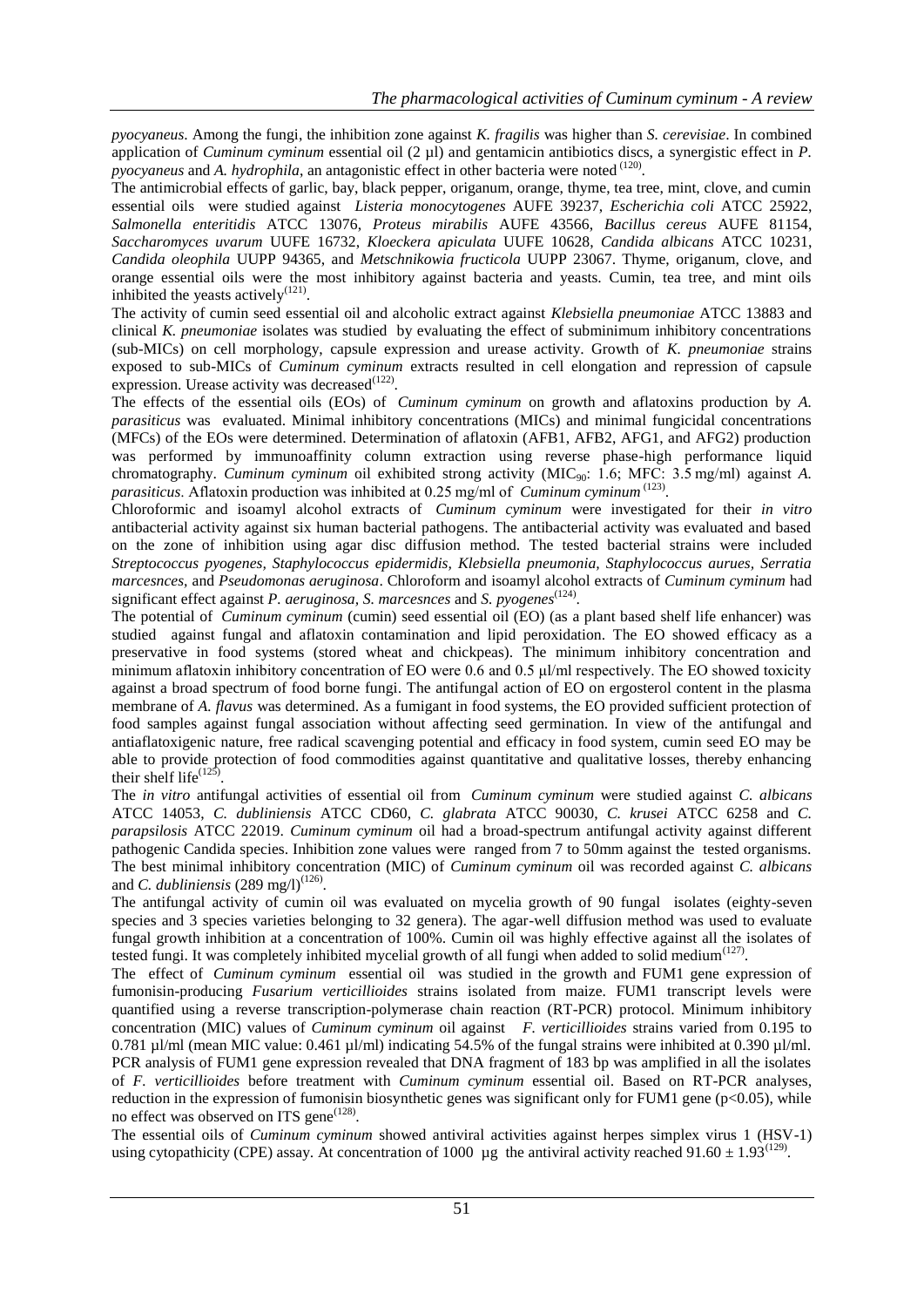*pyocyaneus*. Among the fungi, the inhibition zone against *K. fragilis* was higher than *S. cerevisiae*. In combined application of *Cuminum cyminum* essential oil (2 µl) and gentamicin antibiotics discs, a synergistic effect in *P. pyocyaneus* and *A. hydrophila*, an antagonistic effect in other bacteria were noted [120].

The antimicrobial effects of garlic, bay, black pepper, origanum, orange, thyme, tea tree, mint, clove, and cumin essential oils were studied against *Listeria monocytogenes* AUFE 39237, *Escherichia coli* ATCC 25922, *Salmonella enteritidis* ATCC 13076, *Proteus mirabilis* AUFE 43566, *Bacillus cereus* AUFE 81154, *Saccharomyces uvarum* UUFE 16732, *Kloeckera apiculata* UUFE 10628, *Candida albicans* ATCC 10231, *Candida oleophila* UUPP 94365, and *Metschnikowia fructicola* UUPP 23067. Thyme, origanum, clove, and orange essential oils were the most inhibitory against bacteria and yeasts. Cumin, tea tree, and mint oils inhibited the yeasts actively[121].

The activity of cumin seed essential oil and alcoholic extract against *Klebsiella pneumoniae* ATCC 13883 and clinical *K. pneumoniae* isolates was studied by evaluating the effect of subminimum inhibitory concentrations (sub-MICs) on cell morphology, capsule expression and urease activity. Growth of *K. pneumoniae* strains exposed to sub-MICs of *Cuminum cyminum* extracts resulted in cell elongation and repression of capsule expression. Urease activity was decreased[122].

The effects of the essential oils (EOs) of *Cuminum cyminum* on growth and aflatoxins production by *A. parasiticus* was evaluated. Minimal inhibitory concentrations (MICs) and minimal fungicidal concentrations (MFCs) of the EOs were determined. Determination of aflatoxin (AFB1, AFB2, AFG1, and AFG2) production was performed by immunoaffinity column extraction using reverse phase-high performance liquid chromatography. *Cuminum cyminum* oil exhibited strong activity ($MIC_{90}$: 1.6; MFC: 3.5 mg/ml) against *A. parasiticus*. Aflatoxin production was inhibited at 0.25 mg/ml of *Cuminum cyminum* [123].

Chloroformic and isoamyl alcohol extracts of *Cuminum cyminum* were investigated for their *in vitro* antibacterial activity against six human bacterial pathogens. The antibacterial activity was evaluated and based on the zone of inhibition using agar disc diffusion method. The tested bacterial strains were included *Streptococcus pyogenes, Staphylococcus epidermidis, Klebsiella pneumonia, Staphylococcus aurues, Serratia marcesnces*, and *Pseudomonas aeruginosa*. Chloroform and isoamyl alcohol extracts of *Cuminum cyminum* had significant effect against *P. aeruginosa, S. marcesnces* and *S. pyogenes*[124].

The potential of *Cuminum cyminum* (cumin) seed essential oil (EO) (as a plant based shelf life enhancer) was studied against fungal and aflatoxin contamination and lipid peroxidation. The EO showed efficacy as a preservative in food systems (stored wheat and chickpeas). The minimum inhibitory concentration and minimum aflatoxin inhibitory concentration of EO were 0.6 and 0.5 µl/ml respectively. The EO showed toxicity against a broad spectrum of food borne fungi. The antifungal action of EO on ergosterol content in the plasma membrane of *A. flavus* was determined. As a fumigant in food systems, the EO provided sufficient protection of food samples against fungal association without affecting seed germination. In view of the antifungal and antiaflatoxigenic nature, free radical scavenging potential and efficacy in food system, cumin seed EO may be able to provide protection of food commodities against quantitative and qualitative losses, thereby enhancing their shelf life[125].

The *in vitro* antifungal activities of essential oil from *Cuminum cyminum* were studied against *C. albicans* ATCC 14053, *C. dubliniensis* ATCC CD60, *C. glabrata* ATCC 90030, *C. krusei* ATCC 6258 and *C. parapsilosis* ATCC 22019. *Cuminum cyminum* oil had a broad-spectrum antifungal activity against different pathogenic Candida species. Inhibition zone values were ranged from 7 to 50mm against the tested organisms. The best minimal inhibitory concentration (MIC) of *Cuminum cyminum* oil was recorded against *C. albicans* and *C. dubliniensis* (289 mg/l)[126].

The antifungal activity of cumin oil was evaluated on mycelia growth of 90 fungal isolates (eighty-seven species and 3 species varieties belonging to 32 genera). The agar-well diffusion method was used to evaluate fungal growth inhibition at a concentration of 100%. Cumin oil was highly effective against all the isolates of tested fungi. It was completely inhibited mycelial growth of all fungi when added to solid medium[127].

The effect of *Cuminum cyminum* essential oil was studied in the growth and FUM1 gene expression of fumonisin-producing *Fusarium verticillioides* strains isolated from maize. FUM1 transcript levels were quantified using a reverse transcription-polymerase chain reaction (RT-PCR) protocol. Minimum inhibitory concentration (MIC) values of *Cuminum cyminum* oil against *F. verticillioides* strains varied from 0.195 to 0.781 µl/ml (mean MIC value: 0.461 µl/ml) indicating 54.5% of the fungal strains were inhibited at 0.390 µl/ml. PCR analysis of FUM1 gene expression revealed that DNA fragment of 183 bp was amplified in all the isolates of *F. verticillioides* before treatment with *Cuminum cyminum* essential oil. Based on RT-PCR analyses, reduction in the expression of fumonisin biosynthetic genes was significant only for FUM1 gene ($p<0.05$), while no effect was observed on ITS gene[128].

The essential oils of *Cuminum cyminum* showed antiviral activities against herpes simplex virus 1 (HSV-1) using cytopathicity (CPE) assay. At concentration of 1000 µg the antiviral activity reached $91.60 \pm 1.93$[129].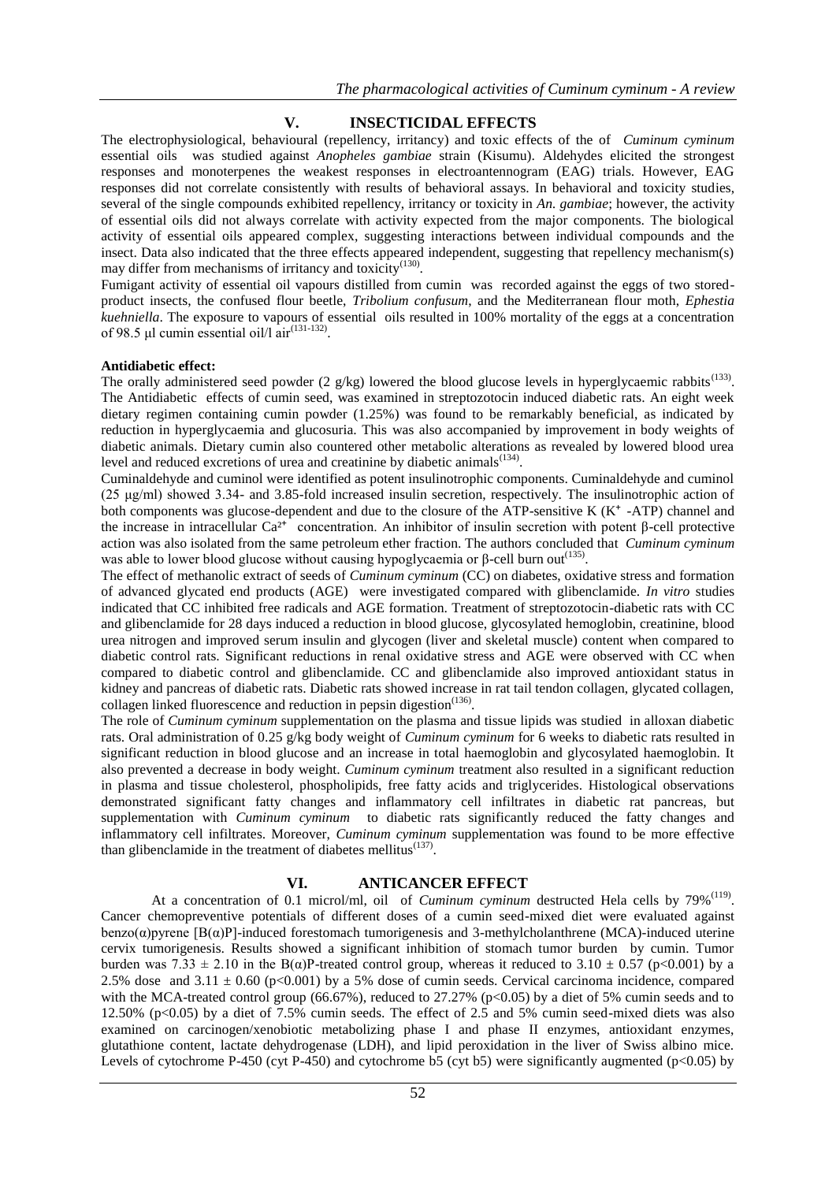## V. INSECTICIDAL EFFECTS

The electrophysiological, behavioural (repellency, irritancy) and toxic effects of the of *Cuminum cyminum* essential oils was studied against *Anopheles gambiae* strain (Kisumu). Aldehydes elicited the strongest responses and monoterpenes the weakest responses in electroantennogram (EAG) trials. However, EAG responses did not correlate consistently with results of behavioral assays. In behavioral and toxicity studies, several of the single compounds exhibited repellency, irritancy or toxicity in *An. gambiae*; however, the activity of essential oils did not always correlate with activity expected from the major components. The biological activity of essential oils appeared complex, suggesting interactions between individual compounds and the insect. Data also indicated that the three effects appeared independent, suggesting that repellency mechanism(s) may differ from mechanisms of irritancy and toxicity[130].

Fumigant activity of essential oil vapours distilled from cumin was recorded against the eggs of two stored-product insects, the confused flour beetle, *Tribolium confusum*, and the Mediterranean flour moth, *Ephestia kuehniella*. The exposure to vapours of essential oils resulted in 100% mortality of the eggs at a concentration of 98.5 μl cumin essential oil/l air[131-132].

**Antidiabetic effect:**

The orally administered seed powder (2 g/kg) lowered the blood glucose levels in hyperglycaemic rabbits[133]. The Antidiabetic effects of cumin seed, was examined in streptozotocin induced diabetic rats. An eight week dietary regimen containing cumin powder (1.25%) was found to be remarkably beneficial, as indicated by reduction in hyperglycaemia and glucosuria. This was also accompanied by improvement in body weights of diabetic animals. Dietary cumin also countered other metabolic alterations as revealed by lowered blood urea level and reduced excretions of urea and creatinine by diabetic animals[134].

Cuminaldehyde and cuminol were identified as potent insulinotrophic components. Cuminaldehyde and cuminol (25 μg/ml) showed 3.34- and 3.85-fold increased insulin secretion, respectively. The insulinotrophic action of both components was glucose-dependent and due to the closure of the ATP-sensitive K ($K^+$ -ATP) channel and the increase in intracellular $Ca^{2+}$ concentration. An inhibitor of insulin secretion with potent β-cell protective action was also isolated from the same petroleum ether fraction. The authors concluded that *Cuminum cyminum* was able to lower blood glucose without causing hypoglycaemia or β-cell burn out[135].

The effect of methanolic extract of seeds of *Cuminum cyminum* (CC) on diabetes, oxidative stress and formation of advanced glycated end products (AGE) were investigated compared with glibenclamide. *In vitro* studies indicated that CC inhibited free radicals and AGE formation. Treatment of streptozotocin-diabetic rats with CC and glibenclamide for 28 days induced a reduction in blood glucose, glycosylated hemoglobin, creatinine, blood urea nitrogen and improved serum insulin and glycogen (liver and skeletal muscle) content when compared to diabetic control rats. Significant reductions in renal oxidative stress and AGE were observed with CC when compared to diabetic control and glibenclamide. CC and glibenclamide also improved antioxidant status in kidney and pancreas of diabetic rats. Diabetic rats showed increase in rat tail tendon collagen, glycated collagen, collagen linked fluorescence and reduction in pepsin digestion[136].

The role of *Cuminum cyminum* supplementation on the plasma and tissue lipids was studied in alloxan diabetic rats. Oral administration of 0.25 g/kg body weight of *Cuminum cyminum* for 6 weeks to diabetic rats resulted in significant reduction in blood glucose and an increase in total haemoglobin and glycosylated haemoglobin. It also prevented a decrease in body weight. *Cuminum cyminum* treatment also resulted in a significant reduction in plasma and tissue cholesterol, phospholipids, free fatty acids and triglycerides. Histological observations demonstrated significant fatty changes and inflammatory cell infiltrates in diabetic rat pancreas, but supplementation with *Cuminum cyminum* to diabetic rats significantly reduced the fatty changes and inflammatory cell infiltrates. Moreover, *Cuminum cyminum* supplementation was found to be more effective than glibenclamide in the treatment of diabetes mellitus[137].

## VI. ANTICANCER EFFECT

At a concentration of 0.1 microl/ml, oil of *Cuminum cyminum* destructed Hela cells by 79%[119]. Cancer chemopreventive potentials of different doses of a cumin seed-mixed diet were evaluated against benzo(α)pyrene [B(α)P]-induced forestomach tumorigenesis and 3-methylcholanthrene (MCA)-induced uterine cervix tumorigenesis. Results showed a significant inhibition of stomach tumor burden by cumin. Tumor burden was 7.33 ± 2.10 in the B(α)P-treated control group, whereas it reduced to 3.10 ± 0.57 ($p<0.001$) by a 2.5% dose and 3.11 ± 0.60 ($p<0.001$) by a 5% dose of cumin seeds. Cervical carcinoma incidence, compared with the MCA-treated control group (66.67%), reduced to 27.27% ($p<0.05$) by a diet of 5% cumin seeds and to 12.50% ($p<0.05$) by a diet of 7.5% cumin seeds. The effect of 2.5 and 5% cumin seed-mixed diets was also examined on carcinogen/xenobiotic metabolizing phase I and phase II enzymes, antioxidant enzymes, glutathione content, lactate dehydrogenase (LDH), and lipid peroxidation in the liver of Swiss albino mice. Levels of cytochrome P-450 (cyt P-450) and cytochrome b5 (cyt b5) were significantly augmented ($p<0.05$) by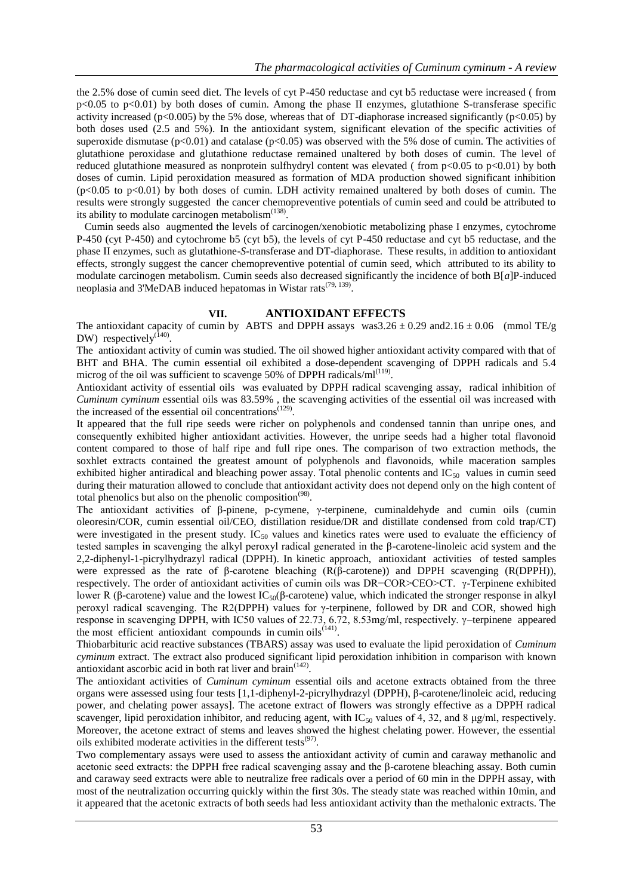the 2.5% dose of cumin seed diet. The levels of cyt P-450 reductase and cyt b5 reductase were increased ( from $p<0.05$ to $p<0.01$) by both doses of cumin. Among the phase II enzymes, glutathione S-transferase specific activity increased ($p<0.005$) by the 5% dose, whereas that of DT-diaphorase increased significantly ($p<0.05$) by both doses used (2.5 and 5%). In the antioxidant system, significant elevation of the specific activities of superoxide dismutase ($p<0.01$) and catalase ($p<0.05$) was observed with the 5% dose of cumin. The activities of glutathione peroxidase and glutathione reductase remained unaltered by both doses of cumin. The level of reduced glutathione measured as nonprotein sulfhydryl content was elevated ( from $p<0.05$ to $p<0.01$) by both doses of cumin. Lipid peroxidation measured as formation of MDA production showed significant inhibition ($p<0.05$ to $p<0.01$) by both doses of cumin. LDH activity remained unaltered by both doses of cumin. The results were strongly suggested the cancer chemopreventive potentials of cumin seed and could be attributed to its ability to modulate carcinogen metabolism[138].

Cumin seeds also augmented the levels of carcinogen/xenobiotic metabolizing phase I enzymes, cytochrome P-450 (cyt P-450) and cytochrome b5 (cyt b5), the levels of cyt P-450 reductase and cyt b5 reductase, and the phase II enzymes, such as glutathione-*S*-transferase and DT-diaphorase. These results, in addition to antioxidant effects, strongly suggest the cancer chemopreventive potential of cumin seed, which attributed to its ability to modulate carcinogen metabolism. Cumin seeds also decreased significantly the incidence of both B[*a*]P-induced neoplasia and 3'MeDAB induced hepatomas in Wistar rats[79, 139].

## VII. ANTIOXIDANT EFFECTS

The antioxidant capacity of cumin by ABTS and DPPH assays was$3.26 \pm 0.29$ and$2.16 \pm 0.06$ (mmol TE/g DW) respectively[140].

The antioxidant activity of cumin was studied. The oil showed higher antioxidant activity compared with that of BHT and BHA. The cumin essential oil exhibited a dose-dependent scavenging of DPPH radicals and 5.4 microg of the oil was sufficient to scavenge 50% of DPPH radicals/ml[119].

Antioxidant activity of essential oils was evaluated by DPPH radical scavenging assay, radical inhibition of *Cuminum cyminum* essential oils was 83.59% , the scavenging activities of the essential oil was increased with the increased of the essential oil concentrations[129].

It appeared that the full ripe seeds were richer on polyphenols and condensed tannin than unripe ones, and consequently exhibited higher antioxidant activities. However, the unripe seeds had a higher total flavonoid content compared to those of half ripe and full ripe ones. The comparison of two extraction methods, the soxhlet extracts contained the greatest amount of polyphenols and flavonoids, while maceration samples exhibited higher antiradical and bleaching power assay. Total phenolic contents and $IC_{50}$ values in cumin seed during their maturation allowed to conclude that antioxidant activity does not depend only on the high content of total phenolics but also on the phenolic composition[98].

The antioxidant activities of β-pinene, p-cymene, γ-terpinene, cuminaldehyde and cumin oils (cumin oleoresin/COR, cumin essential oil/CEO, distillation residue/DR and distillate condensed from cold trap/CT) were investigated in the present study. $IC_{50}$ values and kinetics rates were used to evaluate the efficiency of tested samples in scavenging the alkyl peroxyl radical generated in the β-carotene-linoleic acid system and the 2,2-diphenyl-1-picrylhydrazyl radical (DPPH). In kinetic approach, antioxidant activities of tested samples were expressed as the rate of β-carotene bleaching (R(β-carotene)) and DPPH scavenging (R(DPPH)), respectively. The order of antioxidant activities of cumin oils was DR=COR>CEO>CT. γ-Terpinene exhibited lower R (β-carotene) value and the lowest $IC_{50}$(β-carotene) value, which indicated the stronger response in alkyl peroxyl radical scavenging. The R2(DPPH) values for γ-terpinene, followed by DR and COR, showed high response in scavenging DPPH, with IC50 values of 22.73, 6.72, 8.53mg/ml, respectively. γ–terpinene appeared the most efficient antioxidant compounds in cumin oils[141].

Thiobarbituric acid reactive substances (TBARS) assay was used to evaluate the lipid peroxidation of *Cuminum cyminum* extract. The extract also produced significant lipid peroxidation inhibition in comparison with known antioxidant ascorbic acid in both rat liver and brain[142].

The antioxidant activities of *Cuminum cyminum* essential oils and acetone extracts obtained from the three organs were assessed using four tests [1,1-diphenyl-2-picrylhydrazyl (DPPH), β-carotene/linoleic acid, reducing power, and chelating power assays]. The acetone extract of flowers was strongly effective as a DPPH radical scavenger, lipid peroxidation inhibitor, and reducing agent, with $IC_{50}$ values of 4, 32, and 8 μg/ml, respectively. Moreover, the acetone extract of stems and leaves showed the highest chelating power. However, the essential oils exhibited moderate activities in the different tests[97].

Two complementary assays were used to assess the antioxidant activity of cumin and caraway methanolic and acetonic seed extracts: the DPPH free radical scavenging assay and the β-carotene bleaching assay. Both cumin and caraway seed extracts were able to neutralize free radicals over a period of 60 min in the DPPH assay, with most of the neutralization occurring quickly within the first 30s. The steady state was reached within 10min, and it appeared that the acetonic extracts of both seeds had less antioxidant activity than the methalonic extracts. The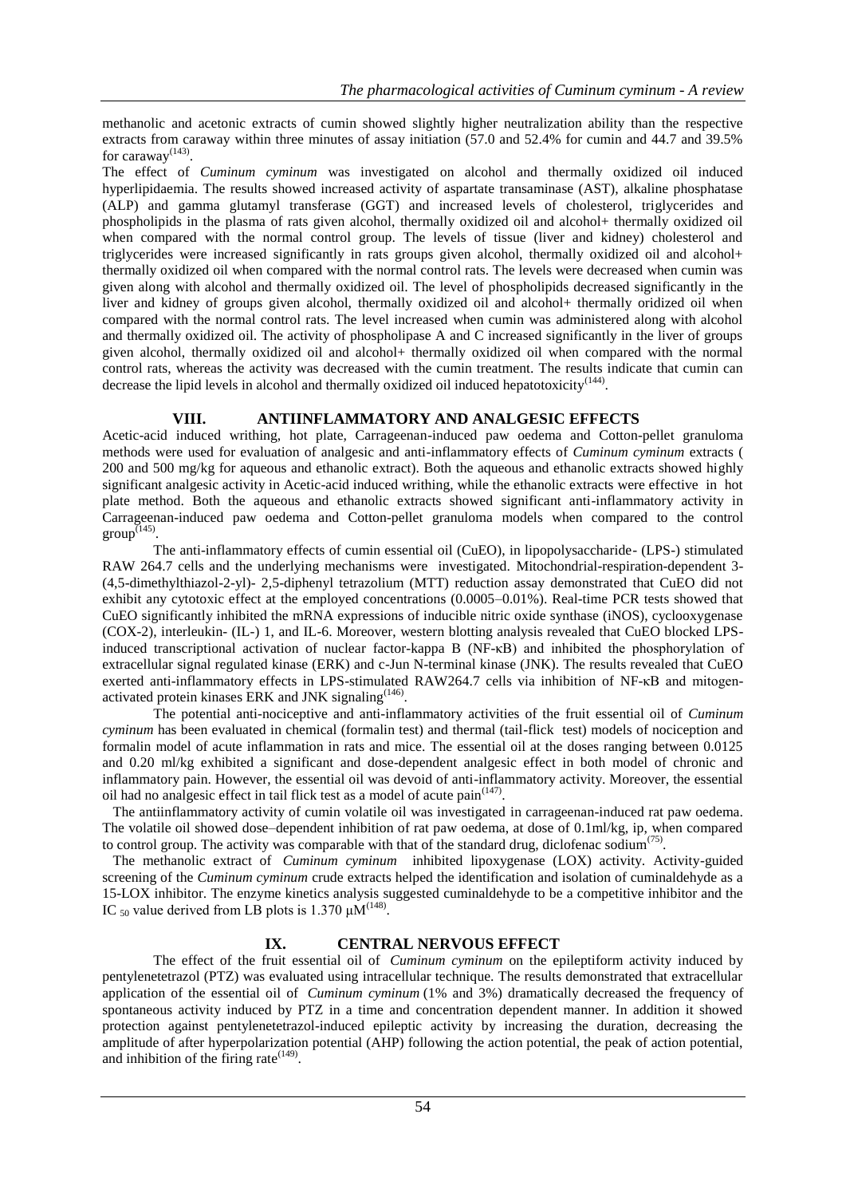methanolic and acetonic extracts of cumin showed slightly higher neutralization ability than the respective extracts from caraway within three minutes of assay initiation (57.0 and 52.4% for cumin and 44.7 and 39.5% for caraway[143].

The effect of *Cuminum cyminum* was investigated on alcohol and thermally oxidized oil induced hyperlipidaemia. The results showed increased activity of aspartate transaminase (AST), alkaline phosphatase (ALP) and gamma glutamyl transferase (GGT) and increased levels of cholesterol, triglycerides and phospholipids in the plasma of rats given alcohol, thermally oxidized oil and alcohol+ thermally oxidized oil when compared with the normal control group. The levels of tissue (liver and kidney) cholesterol and triglycerides were increased significantly in rats groups given alcohol, thermally oxidized oil and alcohol+ thermally oxidized oil when compared with the normal control rats. The levels were decreased when cumin was given along with alcohol and thermally oxidized oil. The level of phospholipids decreased significantly in the liver and kidney of groups given alcohol, thermally oxidized oil and alcohol+ thermally oridized oil when compared with the normal control rats. The level increased when cumin was administered along with alcohol and thermally oxidized oil. The activity of phospholipase A and C increased significantly in the liver of groups given alcohol, thermally oxidized oil and alcohol+ thermally oxidized oil when compared with the normal control rats, whereas the activity was decreased with the cumin treatment. The results indicate that cumin can decrease the lipid levels in alcohol and thermally oxidized oil induced hepatotoxicity[144].

## VIII. ANTIINFLAMMATORY AND ANALGESIC EFFECTS

Acetic-acid induced writhing, hot plate, Carrageenan-induced paw oedema and Cotton-pellet granuloma methods were used for evaluation of analgesic and anti-inflammatory effects of *Cuminum cyminum* extracts ( 200 and 500 mg/kg for aqueous and ethanolic extract). Both the aqueous and ethanolic extracts showed highly significant analgesic activity in Acetic-acid induced writhing, while the ethanolic extracts were effective in hot plate method. Both the aqueous and ethanolic extracts showed significant anti-inflammatory activity in Carrageenan-induced paw oedema and Cotton-pellet granuloma models when compared to the control group[145].

The anti-inflammatory effects of cumin essential oil (CuEO), in lipopolysaccharide- (LPS-) stimulated RAW 264.7 cells and the underlying mechanisms were investigated. Mitochondrial-respiration-dependent 3-(4,5-dimethylthiazol-2-yl)- 2,5-diphenyl tetrazolium (MTT) reduction assay demonstrated that CuEO did not exhibit any cytotoxic effect at the employed concentrations (0.0005–0.01%). Real-time PCR tests showed that CuEO significantly inhibited the mRNA expressions of inducible nitric oxide synthase (iNOS), cyclooxygenase (COX-2), interleukin- (IL-) 1, and IL-6. Moreover, western blotting analysis revealed that CuEO blocked LPS-induced transcriptional activation of nuclear factor-kappa B (NF-κB) and inhibited the phosphorylation of extracellular signal regulated kinase (ERK) and c-Jun N-terminal kinase (JNK). The results revealed that CuEO exerted anti-inflammatory effects in LPS-stimulated RAW264.7 cells via inhibition of NF-κB and mitogen-activated protein kinases ERK and JNK signaling[146].

The potential anti-nociceptive and anti-inflammatory activities of the fruit essential oil of *Cuminum cyminum* has been evaluated in chemical (formalin test) and thermal (tail-flick test) models of nociception and formalin model of acute inflammation in rats and mice. The essential oil at the doses ranging between 0.0125 and 0.20 ml/kg exhibited a significant and dose-dependent analgesic effect in both model of chronic and inflammatory pain. However, the essential oil was devoid of anti-inflammatory activity. Moreover, the essential oil had no analgesic effect in tail flick test as a model of acute pain[147].

The antiinflammatory activity of cumin volatile oil was investigated in carrageenan-induced rat paw oedema. The volatile oil showed dose–dependent inhibition of rat paw oedema, at dose of 0.1ml/kg, ip, when compared to control group. The activity was comparable with that of the standard drug, diclofenac sodium[75].

The methanolic extract of *Cuminum cyminum* inhibited lipoxygenase (LOX) activity. Activity-guided screening of the *Cuminum cyminum* crude extracts helped the identification and isolation of cuminaldehyde as a 15-LOX inhibitor. The enzyme kinetics analysis suggested cuminaldehyde to be a competitive inhibitor and the $IC_{50}$ value derived from LB plots is 1.370 μM[148].

## IX. CENTRAL NERVOUS EFFECT

The effect of the fruit essential oil of *Cuminum cyminum* on the epileptiform activity induced by pentylenetetrazol (PTZ) was evaluated using intracellular technique. The results demonstrated that extracellular application of the essential oil of *Cuminum cyminum* (1% and 3%) dramatically decreased the frequency of spontaneous activity induced by PTZ in a time and concentration dependent manner. In addition it showed protection against pentylenetetrazol-induced epileptic activity by increasing the duration, decreasing the amplitude of after hyperpolarization potential (AHP) following the action potential, the peak of action potential, and inhibition of the firing rate[149].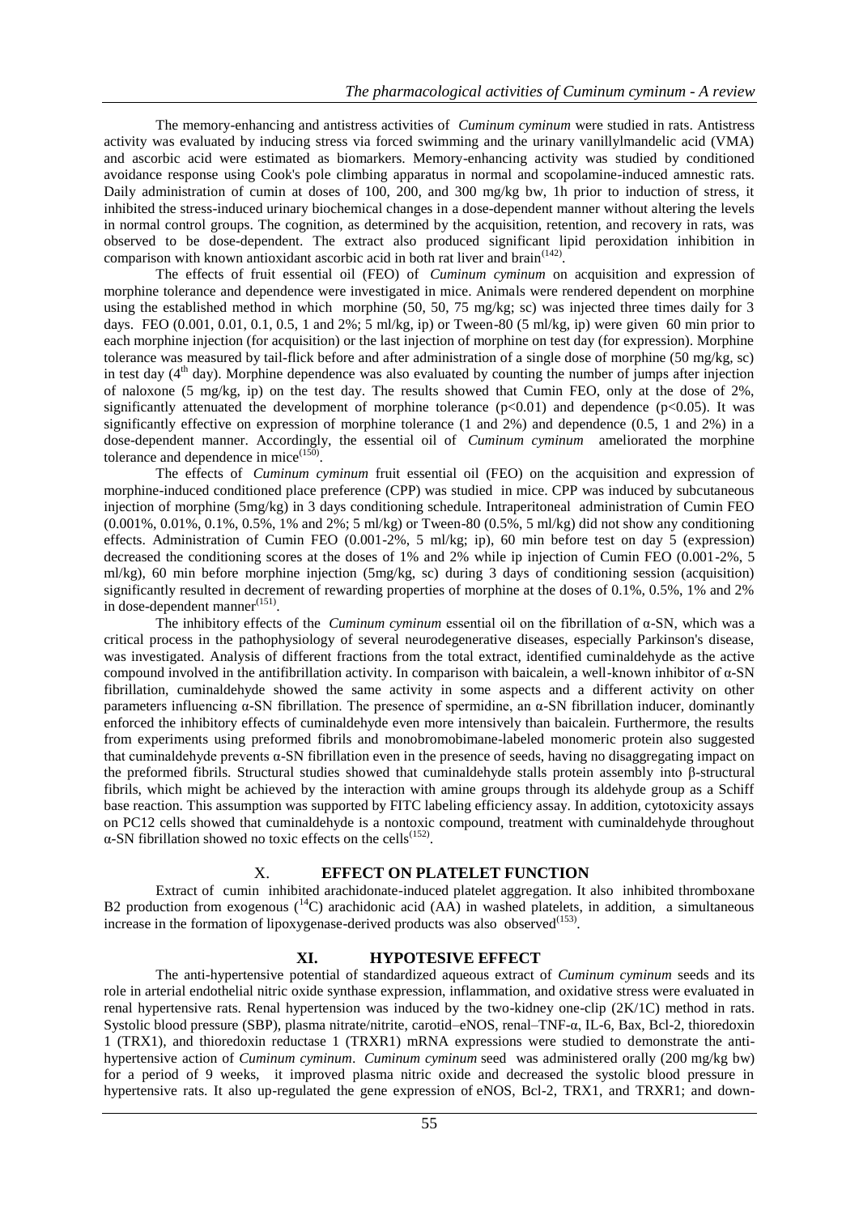The memory-enhancing and antistress activities of *Cuminum cyminum* were studied in rats. Antistress activity was evaluated by inducing stress via forced swimming and the urinary vanillylmandelic acid (VMA) and ascorbic acid were estimated as biomarkers. Memory-enhancing activity was studied by conditioned avoidance response using Cook's pole climbing apparatus in normal and scopolamine-induced amnestic rats. Daily administration of cumin at doses of 100, 200, and 300 mg/kg bw, 1h prior to induction of stress, it inhibited the stress-induced urinary biochemical changes in a dose-dependent manner without altering the levels in normal control groups. The cognition, as determined by the acquisition, retention, and recovery in rats, was observed to be dose-dependent. The extract also produced significant lipid peroxidation inhibition in comparison with known antioxidant ascorbic acid in both rat liver and brain[142].

The effects of fruit essential oil (FEO) of *Cuminum cyminum* on acquisition and expression of morphine tolerance and dependence were investigated in mice. Animals were rendered dependent on morphine using the established method in which morphine (50, 50, 75 mg/kg; sc) was injected three times daily for 3 days. FEO (0.001, 0.01, 0.1, 0.5, 1 and 2%; 5 ml/kg, ip) or Tween-80 (5 ml/kg, ip) were given 60 min prior to each morphine injection (for acquisition) or the last injection of morphine on test day (for expression). Morphine tolerance was measured by tail-flick before and after administration of a single dose of morphine (50 mg/kg, sc) in test day (4th day). Morphine dependence was also evaluated by counting the number of jumps after injection of naloxone (5 mg/kg, ip) on the test day. The results showed that Cumin FEO, only at the dose of 2%, significantly attenuated the development of morphine tolerance ($p<0.01$) and dependence ($p<0.05$). It was significantly effective on expression of morphine tolerance (1 and 2%) and dependence (0.5, 1 and 2%) in a dose-dependent manner. Accordingly, the essential oil of *Cuminum cyminum* ameliorated the morphine tolerance and dependence in mice[150].

The effects of *Cuminum cyminum* fruit essential oil (FEO) on the acquisition and expression of morphine-induced conditioned place preference (CPP) was studied in mice. CPP was induced by subcutaneous injection of morphine (5mg/kg) in 3 days conditioning schedule. Intraperitoneal administration of Cumin FEO (0.001%, 0.01%, 0.1%, 0.5%, 1% and 2%; 5 ml/kg) or Tween-80 (0.5%, 5 ml/kg) did not show any conditioning effects. Administration of Cumin FEO (0.001-2%, 5 ml/kg; ip), 60 min before test on day 5 (expression) decreased the conditioning scores at the doses of 1% and 2% while ip injection of Cumin FEO (0.001-2%, 5 ml/kg), 60 min before morphine injection (5mg/kg, sc) during 3 days of conditioning session (acquisition) significantly resulted in decrement of rewarding properties of morphine at the doses of 0.1%, 0.5%, 1% and 2% in dose-dependent manner[151].

The inhibitory effects of the *Cuminum cyminum* essential oil on the fibrillation of α-SN, which was a critical process in the pathophysiology of several neurodegenerative diseases, especially Parkinson's disease, was investigated. Analysis of different fractions from the total extract, identified cuminaldehyde as the active compound involved in the antifibrillation activity. In comparison with baicalein, a well-known inhibitor of α-SN fibrillation, cuminaldehyde showed the same activity in some aspects and a different activity on other parameters influencing α-SN fibrillation. The presence of spermidine, an α-SN fibrillation inducer, dominantly enforced the inhibitory effects of cuminaldehyde even more intensively than baicalein. Furthermore, the results from experiments using preformed fibrils and monobromobimane-labeled monomeric protein also suggested that cuminaldehyde prevents α-SN fibrillation even in the presence of seeds, having no disaggregating impact on the preformed fibrils. Structural studies showed that cuminaldehyde stalls protein assembly into β-structural fibrils, which might be achieved by the interaction with amine groups through its aldehyde group as a Schiff base reaction. This assumption was supported by FITC labeling efficiency assay. In addition, cytotoxicity assays on PC12 cells showed that cuminaldehyde is a nontoxic compound, treatment with cuminaldehyde throughout α-SN fibrillation showed no toxic effects on the cells[152].

## X. EFFECT ON PLATELET FUNCTION

Extract of cumin inhibited arachidonate-induced platelet aggregation. It also inhibited thromboxane B2 production from exogenous ($^{14}C$) arachidonic acid (AA) in washed platelets, in addition, a simultaneous increase in the formation of lipoxygenase-derived products was also observed[153].

## XI. HYPOTESIVE EFFECT

The anti-hypertensive potential of standardized aqueous extract of *Cuminum cyminum* seeds and its role in arterial endothelial nitric oxide synthase expression, inflammation, and oxidative stress were evaluated in renal hypertensive rats. Renal hypertension was induced by the two-kidney one-clip (2K/1C) method in rats. Systolic blood pressure (SBP), plasma nitrate/nitrite, carotid–eNOS, renal–TNF-α, IL-6, Bax, Bcl-2, thioredoxin 1 (TRX1), and thioredoxin reductase 1 (TRXR1) mRNA expressions were studied to demonstrate the anti-hypertensive action of *Cuminum cyminum*. *Cuminum cyminum* seed was administered orally (200 mg/kg bw) for a period of 9 weeks, it improved plasma nitric oxide and decreased the systolic blood pressure in hypertensive rats. It also up-regulated the gene expression of eNOS, Bcl-2, TRX1, and TRXR1; and down-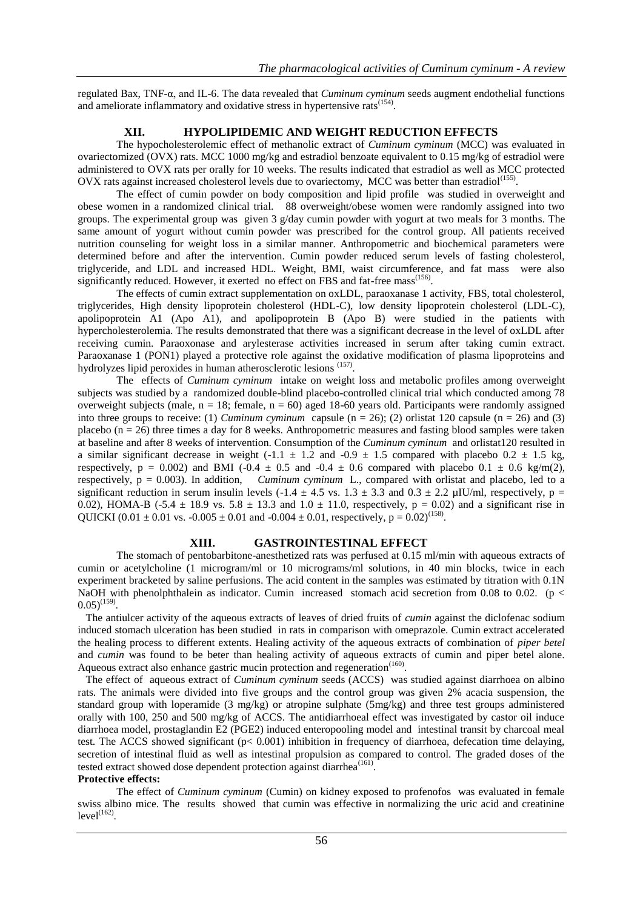regulated Bax, TNF-α, and IL-6. The data revealed that *Cuminum cyminum* seeds augment endothelial functions and ameliorate inflammatory and oxidative stress in hypertensive rats[154].

## XII. HYPOLIPIDEMIC AND WEIGHT REDUCTION EFFECTS

The hypocholesterolemic effect of methanolic extract of *Cuminum cyminum* (MCC) was evaluated in ovariectomized (OVX) rats. MCC 1000 mg/kg and estradiol benzoate equivalent to 0.15 mg/kg of estradiol were administered to OVX rats per orally for 10 weeks. The results indicated that estradiol as well as MCC protected OVX rats against increased cholesterol levels due to ovariectomy, MCC was better than estradiol[155].

The effect of cumin powder on body composition and lipid profile was studied in overweight and obese women in a randomized clinical trial. 88 overweight/obese women were randomly assigned into two groups. The experimental group was given 3 g/day cumin powder with yogurt at two meals for 3 months. The same amount of yogurt without cumin powder was prescribed for the control group. All patients received nutrition counseling for weight loss in a similar manner. Anthropometric and biochemical parameters were determined before and after the intervention. Cumin powder reduced serum levels of fasting cholesterol, triglyceride, and LDL and increased HDL. Weight, BMI, waist circumference, and fat mass were also significantly reduced. However, it exerted no effect on FBS and fat-free mass[156].

The effects of cumin extract supplementation on oxLDL, paraoxanase 1 activity, FBS, total cholesterol, triglycerides, High density lipoprotein cholesterol (HDL-C), low density lipoprotein cholesterol (LDL-C), apolipoprotein A1 (Apo A1), and apolipoprotein B (Apo B) were studied in the patients with hypercholesterolemia. The results demonstrated that there was a significant decrease in the level of oxLDL after receiving cumin. Paraoxonase and arylesterase activities increased in serum after taking cumin extract. Paraoxanase 1 (PON1) played a protective role against the oxidative modification of plasma lipoproteins and hydrolyzes lipid peroxides in human atherosclerotic lesions [157].

The effects of *Cuminum cyminum* intake on weight loss and metabolic profiles among overweight subjects was studied by a randomized double-blind placebo-controlled clinical trial which conducted among 78 overweight subjects (male, $n = 18$; female, $n = 60$) aged 18-60 years old. Participants were randomly assigned into three groups to receive: (1) *Cuminum cyminum* capsule ($n = 26$); (2) orlistat 120 capsule ($n = 26$) and (3) placebo ($n = 26$) three times a day for 8 weeks. Anthropometric measures and fasting blood samples were taken at baseline and after 8 weeks of intervention. Consumption of the *Cuminum cyminum* and orlistat120 resulted in a similar significant decrease in weight ($-1.1 \pm 1.2$ and $-0.9 \pm 1.5$ compared with placebo $0.2 \pm 1.5$ kg, respectively, $p = 0.002$) and BMI ($-0.4 \pm 0.5$ and $-0.4 \pm 0.6$ compared with placebo $0.1 \pm 0.6$ kg/m(2), respectively, $p = 0.003$). In addition, *Cuminum cyminum* L., compared with orlistat and placebo, led to a significant reduction in serum insulin levels ($-1.4 \pm 4.5$ vs. $1.3 \pm 3.3$ and $0.3 \pm 2.2$ µIU/ml, respectively, $p = 0.02$), HOMA-B ($-5.4 \pm 18.9$ vs. $5.8 \pm 13.3$ and $1.0 \pm 11.0$, respectively, $p = 0.02$) and a significant rise in QUICKI ($0.01 \pm 0.01$ vs. $-0.005 \pm 0.01$ and $-0.004 \pm 0.01$, respectively, $p = 0.02$)[158].

## XIII. GASTROINTESTINAL EFFECT

The stomach of pentobarbitone-anesthetized rats was perfused at 0.15 ml/min with aqueous extracts of cumin or acetylcholine (1 microgram/ml or 10 micrograms/ml solutions, in 40 min blocks, twice in each experiment bracketed by saline perfusions. The acid content in the samples was estimated by titration with 0.1N NaOH with phenolphthalein as indicator. Cumin increased stomach acid secretion from 0.08 to 0.02. ($p < 0.05$)[159].

The antiulcer activity of the aqueous extracts of leaves of dried fruits of *cumin* against the diclofenac sodium induced stomach ulceration has been studied in rats in comparison with omeprazole. Cumin extract accelerated the healing process to different extents. Healing activity of the aqueous extracts of combination of *piper betel* and *cumin* was found to be beter than healing activity of aqueous extracts of cumin and piper betel alone. Aqueous extract also enhance gastric mucin protection and regeneration[160].

The effect of aqueous extract of *Cuminum cyminum* seeds (ACCS) was studied against diarrhoea on albino rats. The animals were divided into five groups and the control group was given 2% acacia suspension, the standard group with loperamide (3 mg/kg) or atropine sulphate (5mg/kg) and three test groups administered orally with 100, 250 and 500 mg/kg of ACCS. The antidiarrhoeal effect was investigated by castor oil induce diarrhoea model, prostaglandin E2 (PGE2) induced enteropooling model and intestinal transit by charcoal meal test. The ACCS showed significant ($p < 0.001$) inhibition in frequency of diarrhoea, defecation time delaying, secretion of intestinal fluid as well as intestinal propulsion as compared to control. The graded doses of the tested extract showed dose dependent protection against diarrhea[161].

**Protective effects:**

The effect of *Cuminum cyminum* (Cumin) on kidney exposed to profenofos was evaluated in female swiss albino mice. The results showed that cumin was effective in normalizing the uric acid and creatinine level[162].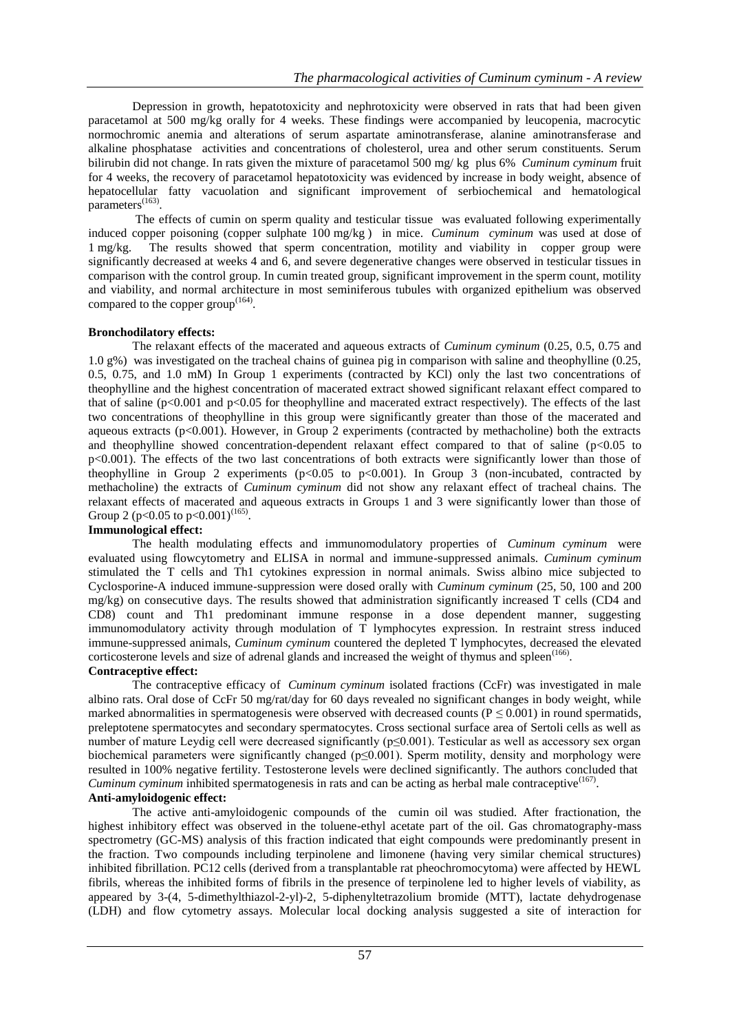Depression in growth, hepatotoxicity and nephrotoxicity were observed in rats that had been given paracetamol at 500 mg/kg orally for 4 weeks. These findings were accompanied by leucopenia, macrocytic normochromic anemia and alterations of serum aspartate aminotransferase, alanine aminotransferase and alkaline phosphatase activities and concentrations of cholesterol, urea and other serum constituents. Serum bilirubin did not change. In rats given the mixture of paracetamol 500 mg/ kg plus 6% *Cuminum cyminum* fruit for 4 weeks, the recovery of paracetamol hepatotoxicity was evidenced by increase in body weight, absence of hepatocellular fatty vacuolation and significant improvement of serbiochemical and hematological parameters[163].

The effects of cumin on sperm quality and testicular tissue was evaluated following experimentally induced copper poisoning (copper sulphate 100 mg/kg ) in mice. *Cuminum cyminum* was used at dose of 1 mg/kg. The results showed that sperm concentration, motility and viability in copper group were significantly decreased at weeks 4 and 6, and severe degenerative changes were observed in testicular tissues in comparison with the control group. In cumin treated group, significant improvement in the sperm count, motility and viability, and normal architecture in most seminiferous tubules with organized epithelium was observed compared to the copper group[164].

**Bronchodilatory effects:**

The relaxant effects of the macerated and aqueous extracts of *Cuminum cyminum* (0.25, 0.5, 0.75 and 1.0 g%) was investigated on the tracheal chains of guinea pig in comparison with saline and theophylline (0.25, 0.5, 0.75, and 1.0 mM) In Group 1 experiments (contracted by KCl) only the last two concentrations of theophylline and the highest concentration of macerated extract showed significant relaxant effect compared to that of saline ($p<0.001$ and $p<0.05$ for theophylline and macerated extract respectively). The effects of the last two concentrations of theophylline in this group were significantly greater than those of the macerated and aqueous extracts ($p<0.001$). However, in Group 2 experiments (contracted by methacholine) both the extracts and theophylline showed concentration-dependent relaxant effect compared to that of saline ($p<0.05$ to $p<0.001$). The effects of the two last concentrations of both extracts were significantly lower than those of theophylline in Group 2 experiments ($p<0.05$ to $p<0.001$). In Group 3 (non-incubated, contracted by methacholine) the extracts of *Cuminum cyminum* did not show any relaxant effect of tracheal chains. The relaxant effects of macerated and aqueous extracts in Groups 1 and 3 were significantly lower than those of Group 2 ($p<0.05$ to $p<0.001$)[165].

**Immunological effect:**

The health modulating effects and immunomodulatory properties of *Cuminum cyminum* were evaluated using flowcytometry and ELISA in normal and immune-suppressed animals. *Cuminum cyminum* stimulated the T cells and Th1 cytokines expression in normal animals. Swiss albino mice subjected to Cyclosporine-A induced immune-suppression were dosed orally with *Cuminum cyminum* (25, 50, 100 and 200 mg/kg) on consecutive days. The results showed that administration significantly increased T cells (CD4 and CD8) count and Th1 predominant immune response in a dose dependent manner, suggesting immunomodulatory activity through modulation of T lymphocytes expression. In restraint stress induced immune-suppressed animals, *Cuminum cyminum* countered the depleted T lymphocytes, decreased the elevated corticosterone levels and size of adrenal glands and increased the weight of thymus and spleen[166].

**Contraceptive effect:**

The contraceptive efficacy of *Cuminum cyminum* isolated fractions (CcFr) was investigated in male albino rats. Oral dose of CcFr 50 mg/rat/day for 60 days revealed no significant changes in body weight, while marked abnormalities in spermatogenesis were observed with decreased counts ($P \leq 0.001$) in round spermatids, preleptotene spermatocytes and secondary spermatocytes. Cross sectional surface area of Sertoli cells as well as number of mature Leydig cell were decreased significantly ($p\leq0.001$). Testicular as well as accessory sex organ biochemical parameters were significantly changed ($p\leq0.001$). Sperm motility, density and morphology were resulted in 100% negative fertility. Testosterone levels were declined significantly. The authors concluded that *Cuminum cyminum* inhibited spermatogenesis in rats and can be acting as herbal male contraceptive[167].

**Anti-amyloidogenic effect:**

The active anti-amyloidogenic compounds of the cumin oil was studied. After fractionation, the highest inhibitory effect was observed in the toluene-ethyl acetate part of the oil. Gas chromatography-mass spectrometry (GC-MS) analysis of this fraction indicated that eight compounds were predominantly present in the fraction. Two compounds including terpinolene and limonene (having very similar chemical structures) inhibited fibrillation. PC12 cells (derived from a transplantable rat pheochromocytoma) were affected by HEWL fibrils, whereas the inhibited forms of fibrils in the presence of terpinolene led to higher levels of viability, as appeared by 3-(4, 5-dimethylthiazol-2-yl)-2, 5-diphenyltetrazolium bromide (MTT), lactate dehydrogenase (LDH) and flow cytometry assays. Molecular local docking analysis suggested a site of interaction for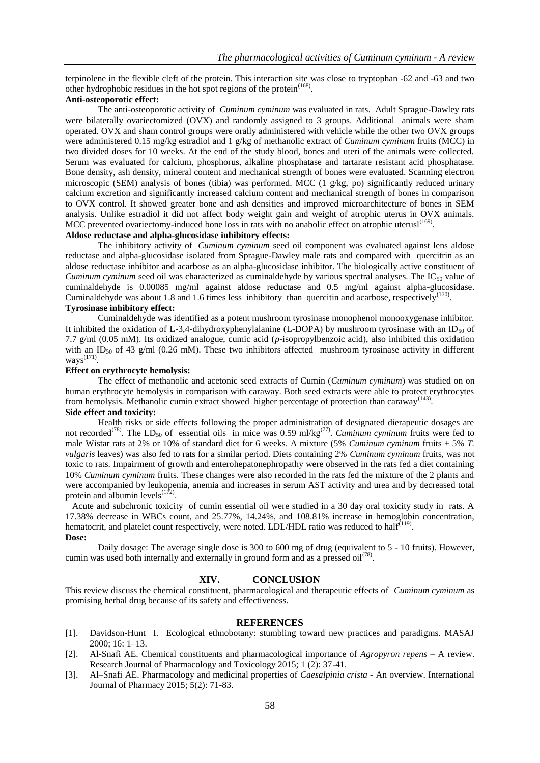terpinolene in the flexible cleft of the protein. This interaction site was close to tryptophan -62 and -63 and two other hydrophobic residues in the hot spot regions of the protein[168].

**Anti-osteoporotic effect:**

The anti-osteoporotic activity of *Cuminum cyminum* was evaluated in rats. Adult Sprague-Dawley rats were bilaterally ovariectomized (OVX) and randomly assigned to 3 groups. Additional animals were sham operated. OVX and sham control groups were orally administered with vehicle while the other two OVX groups were administered 0.15 mg/kg estradiol and 1 g/kg of methanolic extract of *Cuminum cyminum* fruits (MCC) in two divided doses for 10 weeks. At the end of the study blood, bones and uteri of the animals were collected. Serum was evaluated for calcium, phosphorus, alkaline phosphatase and tartarate resistant acid phosphatase. Bone density, ash density, mineral content and mechanical strength of bones were evaluated. Scanning electron microscopic (SEM) analysis of bones (tibia) was performed. MCC (1 g/kg, po) significantly reduced urinary calcium excretion and significantly increased calcium content and mechanical strength of bones in comparison to OVX control. It showed greater bone and ash densities and improved microarchitecture of bones in SEM analysis. Unlike estradiol it did not affect body weight gain and weight of atrophic uterus in OVX animals. MCC prevented ovariectomy-induced bone loss in rats with no anabolic effect on atrophic uterusl[169].

**Aldose reductase and alpha-glucosidase inhibitory effects:**

The inhibitory activity of *Cuminum cyminum* seed oil component was evaluated against lens aldose reductase and alpha-glucosidase isolated from Sprague-Dawley male rats and compared with quercitrin as an aldose reductase inhibitor and acarbose as an alpha-glucosidase inhibitor. The biologically active constituent of *Cuminum cyminum* seed oil was characterized as cuminaldehyde by various spectral analyses. The $IC_{50}$ value of cuminaldehyde is 0.00085 mg/ml against aldose reductase and 0.5 mg/ml against alpha-glucosidase. Cuminaldehyde was about 1.8 and 1.6 times less inhibitory than quercitin and acarbose, respectively[170].

**Tyrosinase inhibitory effect:**

Cuminaldehyde was identified as a potent mushroom tyrosinase monophenol monooxygenase inhibitor. It inhibited the oxidation of L-3,4-dihydroxyphenylalanine (L-DOPA) by mushroom tyrosinase with an $ID_{50}$ of 7.7 g/ml (0.05 mM). Its oxidized analogue, cumic acid (*p*-isopropylbenzoic acid), also inhibited this oxidation with an $ID_{50}$ of 43 g/ml (0.26 mM). These two inhibitors affected mushroom tyrosinase activity in different ways[171].

**Effect on erythrocyte hemolysis:**

The effect of methanolic and acetonic seed extracts of Cumin (*Cuminum cyminum*) was studied on on human erythrocyte hemolysis in comparison with caraway. Both seed extracts were able to protect erythrocytes from hemolysis. Methanolic cumin extract showed higher percentage of protection than caraway[143].

**Side effect and toxicity:**

Health risks or side effects following the proper administration of designated dierapeutic dosages are not recorded[78]. The $LD_{50}$ of essential oils in mice was 0.59 ml/kg[77]. *Cuminum cyminum* fruits were fed to male Wistar rats at 2% or 10% of standard diet for 6 weeks. A mixture (5% *Cuminum cyminum* fruits + 5% *T. vulgaris* leaves) was also fed to rats for a similar period. Diets containing 2% *Cuminum cyminum* fruits, was not toxic to rats. Impairment of growth and enterohepatonephropathy were observed in the rats fed a diet containing 10% *Cuminum cyminum* fruits. These changes were also recorded in the rats fed the mixture of the 2 plants and were accompanied by leukopenia, anemia and increases in serum AST activity and urea and by decreased total protein and albumin levels[172].

Acute and subchronic toxicity of cumin essential oil were studied in a 30 day oral toxicity study in rats. A 17.38% decrease in WBCs count, and 25.77%, 14.24%, and 108.81% increase in hemoglobin concentration, hematocrit, and platelet count respectively, were noted. LDL/HDL ratio was reduced to half[119].

**Dose:**

Daily dosage: The average single dose is 300 to 600 mg of drug (equivalent to 5 - 10 fruits). However, cumin was used both internally and externally in ground form and as a pressed oil[78].

## XIV. CONCLUSION

This review discuss the chemical constituent, pharmacological and therapeutic effects of *Cuminum cyminum* as promising herbal drug because of its safety and effectiveness.

## REFERENCES

[1]. Davidson-Hunt I. Ecological ethnobotany: stumbling toward new practices and paradigms. MASAJ 2000; 16: 1–13.

[2]. Al-Snafi AE. Chemical constituents and pharmacological importance of *Agropyron repens* – A review. Research Journal of Pharmacology and Toxicology 2015; 1 (2): 37-41.

[3]. Al–Snafi AE. Pharmacology and medicinal properties of *Caesalpinia crista* - An overview. International Journal of Pharmacy 2015; 5(2): 71-83.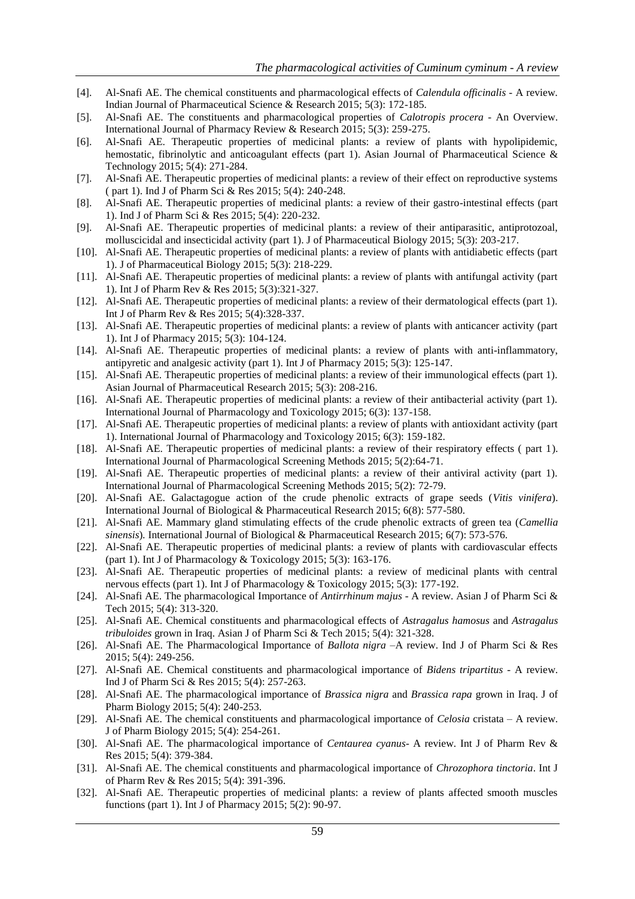[4]. Al-Snafi AE. The chemical constituents and pharmacological effects of *Calendula officinalis* - A review. Indian Journal of Pharmaceutical Science & Research 2015; 5(3): 172-185.

[5]. Al-Snafi AE. The constituents and pharmacological properties of *Calotropis procera* - An Overview. International Journal of Pharmacy Review & Research 2015; 5(3): 259-275.

[6]. Al-Snafi AE. Therapeutic properties of medicinal plants: a review of plants with hypolipidemic, hemostatic, fibrinolytic and anticoagulant effects (part 1). Asian Journal of Pharmaceutical Science & Technology 2015; 5(4): 271-284.

[7]. Al-Snafi AE. Therapeutic properties of medicinal plants: a review of their effect on reproductive systems ( part 1). Ind J of Pharm Sci & Res 2015; 5(4): 240-248.

[8]. Al-Snafi AE. Therapeutic properties of medicinal plants: a review of their gastro-intestinal effects (part 1). Ind J of Pharm Sci & Res 2015; 5(4): 220-232.

[9]. Al-Snafi AE. Therapeutic properties of medicinal plants: a review of their antiparasitic, antiprotozoal, molluscicidal and insecticidal activity (part 1). J of Pharmaceutical Biology 2015; 5(3): 203-217.

[10]. Al-Snafi AE. Therapeutic properties of medicinal plants: a review of plants with antidiabetic effects (part 1). J of Pharmaceutical Biology 2015; 5(3): 218-229.

[11]. Al-Snafi AE. Therapeutic properties of medicinal plants: a review of plants with antifungal activity (part 1). Int J of Pharm Rev & Res 2015; 5(3):321-327.

[12]. Al-Snafi AE. Therapeutic properties of medicinal plants: a review of their dermatological effects (part 1). Int J of Pharm Rev & Res 2015; 5(4):328-337.

[13]. Al-Snafi AE. Therapeutic properties of medicinal plants: a review of plants with anticancer activity (part 1). Int J of Pharmacy 2015; 5(3): 104-124.

[14]. Al-Snafi AE. Therapeutic properties of medicinal plants: a review of plants with anti-inflammatory, antipyretic and analgesic activity (part 1). Int J of Pharmacy 2015; 5(3): 125-147.

[15]. Al-Snafi AE. Therapeutic properties of medicinal plants: a review of their immunological effects (part 1). Asian Journal of Pharmaceutical Research 2015; 5(3): 208-216.

[16]. Al-Snafi AE. Therapeutic properties of medicinal plants: a review of their antibacterial activity (part 1). International Journal of Pharmacology and Toxicology 2015; 6(3): 137-158.

[17]. Al-Snafi AE. Therapeutic properties of medicinal plants: a review of plants with antioxidant activity (part 1). International Journal of Pharmacology and Toxicology 2015; 6(3): 159-182.

[18]. Al-Snafi AE. Therapeutic properties of medicinal plants: a review of their respiratory effects ( part 1). International Journal of Pharmacological Screening Methods 2015; 5(2):64-71.

[19]. Al-Snafi AE. Therapeutic properties of medicinal plants: a review of their antiviral activity (part 1). International Journal of Pharmacological Screening Methods 2015; 5(2): 72-79.

[20]. Al-Snafi AE. Galactagogue action of the crude phenolic extracts of grape seeds (*Vitis vinifera*). International Journal of Biological & Pharmaceutical Research 2015; 6(8): 577-580.

[21]. Al-Snafi AE. Mammary gland stimulating effects of the crude phenolic extracts of green tea (*Camellia sinensis*). International Journal of Biological & Pharmaceutical Research 2015; 6(7): 573-576.

[22]. Al-Snafi AE. Therapeutic properties of medicinal plants: a review of plants with cardiovascular effects (part 1). Int J of Pharmacology & Toxicology 2015; 5(3): 163-176.

[23]. Al-Snafi AE. Therapeutic properties of medicinal plants: a review of medicinal plants with central nervous effects (part 1). Int J of Pharmacology & Toxicology 2015; 5(3): 177-192.

[24]. Al-Snafi AE. The pharmacological Importance of *Antirrhinum majus* - A review. Asian J of Pharm Sci & Tech 2015; 5(4): 313-320.

[25]. Al-Snafi AE. Chemical constituents and pharmacological effects of *Astragalus hamosus* and *Astragalus tribuloides* grown in Iraq. Asian J of Pharm Sci & Tech 2015; 5(4): 321-328.

[26]. Al-Snafi AE. The Pharmacological Importance of *Ballota nigra* –A review. Ind J of Pharm Sci & Res 2015; 5(4): 249-256.

[27]. Al-Snafi AE. Chemical constituents and pharmacological importance of *Bidens tripartitus* - A review. Ind J of Pharm Sci & Res 2015; 5(4): 257-263.

[28]. Al-Snafi AE. The pharmacological importance of *Brassica nigra* and *Brassica rapa* grown in Iraq. J of Pharm Biology 2015; 5(4): 240-253.

[29]. Al-Snafi AE. The chemical constituents and pharmacological importance of *Celosia* cristata – A review. J of Pharm Biology 2015; 5(4): 254-261.

[30]. Al-Snafi AE. The pharmacological importance of *Centaurea cyanus*- A review. Int J of Pharm Rev & Res 2015; 5(4): 379-384.

[31]. Al-Snafi AE. The chemical constituents and pharmacological importance of *Chrozophora tinctoria*. Int J of Pharm Rev & Res 2015; 5(4): 391-396.

[32]. Al-Snafi AE. Therapeutic properties of medicinal plants: a review of plants affected smooth muscles functions (part 1). Int J of Pharmacy 2015; 5(2): 90-97.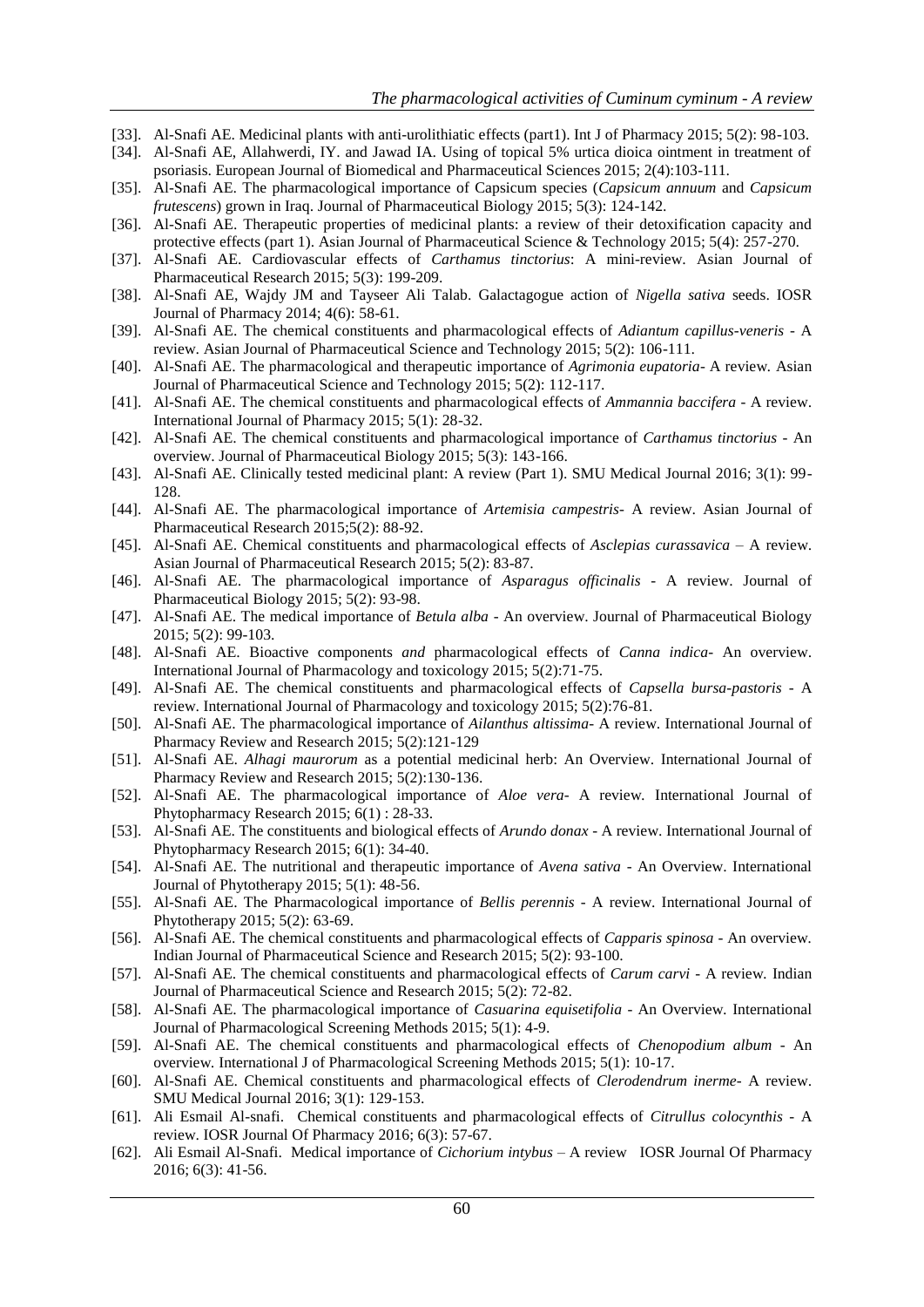[33]. Al-Snafi AE. Medicinal plants with anti-urolithiatic effects (part1). Int J of Pharmacy 2015; 5(2): 98-103.

[34]. Al-Snafi AE, Allahwerdi, IY. and Jawad IA. Using of topical 5% urtica dioica ointment in treatment of psoriasis. European Journal of Biomedical and Pharmaceutical Sciences 2015; 2(4):103-111.

[35]. Al-Snafi AE. The pharmacological importance of Capsicum species (*Capsicum annuum* and *Capsicum frutescens*) grown in Iraq. Journal of Pharmaceutical Biology 2015; 5(3): 124-142.

[36]. Al-Snafi AE. Therapeutic properties of medicinal plants: a review of their detoxification capacity and protective effects (part 1). Asian Journal of Pharmaceutical Science & Technology 2015; 5(4): 257-270.

[37]. Al-Snafi AE. Cardiovascular effects of *Carthamus tinctorius*: A mini-review. Asian Journal of Pharmaceutical Research 2015; 5(3): 199-209.

[38]. Al-Snafi AE, Wajdy JM and Tayseer Ali Talab. Galactagogue action of *Nigella sativa* seeds. IOSR Journal of Pharmacy 2014; 4(6): 58-61.

[39]. Al-Snafi AE. The chemical constituents and pharmacological effects of *Adiantum capillus-veneris* - A review. Asian Journal of Pharmaceutical Science and Technology 2015; 5(2): 106-111.

[40]. Al-Snafi AE. The pharmacological and therapeutic importance of *Agrimonia eupatoria*- A review. Asian Journal of Pharmaceutical Science and Technology 2015; 5(2): 112-117.

[41]. Al-Snafi AE. The chemical constituents and pharmacological effects of *Ammannia baccifera* - A review. International Journal of Pharmacy 2015; 5(1): 28-32.

[42]. Al-Snafi AE. The chemical constituents and pharmacological importance of *Carthamus tinctorius* - An overview. Journal of Pharmaceutical Biology 2015; 5(3): 143-166.

[43]. Al-Snafi AE. Clinically tested medicinal plant: A review (Part 1). SMU Medical Journal 2016; 3(1): 99-128.

[44]. Al-Snafi AE. The pharmacological importance of *Artemisia campestris*- A review. Asian Journal of Pharmaceutical Research 2015;5(2): 88-92.

[45]. Al-Snafi AE. Chemical constituents and pharmacological effects of *Asclepias curassavica* – A review. Asian Journal of Pharmaceutical Research 2015; 5(2): 83-87.

[46]. Al-Snafi AE. The pharmacological importance of *Asparagus officinalis* - A review. Journal of Pharmaceutical Biology 2015; 5(2): 93-98.

[47]. Al-Snafi AE. The medical importance of *Betula alba* - An overview. Journal of Pharmaceutical Biology 2015; 5(2): 99-103.

[48]. Al-Snafi AE. Bioactive components *and* pharmacological effects of *Canna indica*- An overview. International Journal of Pharmacology and toxicology 2015; 5(2):71-75.

[49]. Al-Snafi AE. The chemical constituents and pharmacological effects of *Capsella bursa-pastoris* - A review. International Journal of Pharmacology and toxicology 2015; 5(2):76-81.

[50]. Al-Snafi AE. The pharmacological importance of *Ailanthus altissima*- A review. International Journal of Pharmacy Review and Research 2015; 5(2):121-129

[51]. Al-Snafi AE. *Alhagi maurorum* as a potential medicinal herb: An Overview. International Journal of Pharmacy Review and Research 2015; 5(2):130-136.

[52]. Al-Snafi AE. The pharmacological importance of *Aloe vera*- A review. International Journal of Phytopharmacy Research 2015; 6(1) : 28-33.

[53]. Al-Snafi AE. The constituents and biological effects of *Arundo donax* - A review. International Journal of Phytopharmacy Research 2015; 6(1): 34-40.

[54]. Al-Snafi AE. The nutritional and therapeutic importance of *Avena sativa* - An Overview. International Journal of Phytotherapy 2015; 5(1): 48-56.

[55]. Al-Snafi AE. The Pharmacological importance of *Bellis perennis* - A review. International Journal of Phytotherapy 2015; 5(2): 63-69.

[56]. Al-Snafi AE. The chemical constituents and pharmacological effects of *Capparis spinosa* - An overview. Indian Journal of Pharmaceutical Science and Research 2015; 5(2): 93-100.

[57]. Al-Snafi AE. The chemical constituents and pharmacological effects of *Carum carvi* - A review. Indian Journal of Pharmaceutical Science and Research 2015; 5(2): 72-82.

[58]. Al-Snafi AE. The pharmacological importance of *Casuarina equisetifolia* - An Overview. International Journal of Pharmacological Screening Methods 2015; 5(1): 4-9.

[59]. Al-Snafi AE. The chemical constituents and pharmacological effects of *Chenopodium album* - An overview. International J of Pharmacological Screening Methods 2015; 5(1): 10-17.

[60]. Al-Snafi AE. Chemical constituents and pharmacological effects of *Clerodendrum inerme*- A review. SMU Medical Journal 2016; 3(1): 129-153.

[61]. Ali Esmail Al-snafi. Chemical constituents and pharmacological effects of *Citrullus colocynthis* - A review. IOSR Journal Of Pharmacy 2016; 6(3): 57-67.

[62]. Ali Esmail Al-Snafi. Medical importance of *Cichorium intybus* – A review IOSR Journal Of Pharmacy 2016; 6(3): 41-56.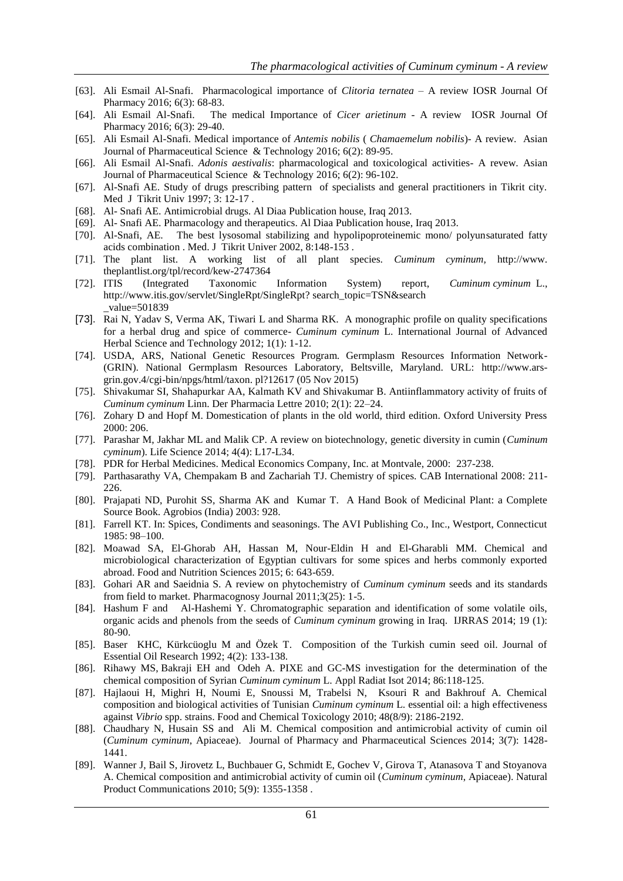[63]. Ali Esmail Al-Snafi. Pharmacological importance of *Clitoria ternatea* – A review IOSR Journal Of Pharmacy 2016; 6(3): 68-83.

[64]. Ali Esmail Al-Snafi. The medical Importance of *Cicer arietinum* - A review IOSR Journal Of Pharmacy 2016; 6(3): 29-40.

[65]. Ali Esmail Al-Snafi. Medical importance of *Antemis nobilis* ( *Chamaemelum nobilis*)- A review. Asian Journal of Pharmaceutical Science & Technology 2016; 6(2): 89-95.

[66]. Ali Esmail Al-Snafi. *Adonis aestivalis*: pharmacological and toxicological activities- A revew. Asian Journal of Pharmaceutical Science & Technology 2016; 6(2): 96-102.

[67]. Al-Snafi AE. Study of drugs prescribing pattern of specialists and general practitioners in Tikrit city. Med J Tikrit Univ 1997; 3: 12-17 .

[68]. Al- Snafi AE. Antimicrobial drugs. Al Diaa Publication house, Iraq 2013.

[69]. Al- Snafi AE. Pharmacology and therapeutics. Al Diaa Publication house, Iraq 2013.

[70]. Al-Snafi, AE. The best lysosomal stabilizing and hypolipoproteinemic mono/ polyunsaturated fatty acids combination . Med. J Tikrit Univer 2002, 8:148-153 .

[71]. The plant list. A working list of all plant species. *Cuminum cyminum*, http://www. theplantlist.org/tpl/record/kew-2747364

[72]. ITIS (Integrated Taxonomic Information System) report, *Cuminum cyminum* L., http://www.itis.gov/servlet/SingleRpt/SingleRpt? search_topic=TSN&search _value=501839

[73]. Rai N, Yadav S, Verma AK, Tiwari L and Sharma RK. A monographic profile on quality specifications for a herbal drug and spice of commerce- *Cuminum cyminum* L. International Journal of Advanced Herbal Science and Technology 2012; 1(1): 1-12.

[74]. USDA, ARS, National Genetic Resources Program. Germplasm Resources Information Network-(GRIN). National Germplasm Resources Laboratory, Beltsville, Maryland. URL: http://www.ars-grin.gov.4/cgi-bin/npgs/html/taxon. pl?12617 (05 Nov 2015)

[75]. Shivakumar SI, Shahapurkar AA, Kalmath KV and Shivakumar B. Antiinflammatory activity of fruits of *Cuminum cyminum* Linn. Der Pharmacia Lettre 2010; 2(1): 22–24.

[76]. Zohary D and Hopf M. Domestication of plants in the old world, third edition. Oxford University Press 2000: 206.

[77]. Parashar M, Jakhar ML and Malik CP. A review on biotechnology, genetic diversity in cumin (*Cuminum cyminum*). Life Science 2014; 4(4): L17-L34.

[78]. PDR for Herbal Medicines. Medical Economics Company, Inc. at Montvale, 2000: 237-238.

[79]. Parthasarathy VA, Chempakam B and Zachariah TJ. Chemistry of spices. CAB International 2008: 211-226.

[80]. Prajapati ND, Purohit SS, Sharma AK and Kumar T. A Hand Book of Medicinal Plant: a Complete Source Book. Agrobios (India) 2003: 928.

[81]. Farrell KT. In: Spices, Condiments and seasonings. The AVI Publishing Co., Inc., Westport, Connecticut 1985: 98–100.

[82]. Moawad SA, El-Ghorab AH, Hassan M, Nour-Eldin H and El-Gharabli MM. Chemical and microbiological characterization of Egyptian cultivars for some spices and herbs commonly exported abroad. Food and Nutrition Sciences 2015; 6: 643-659.

[83]. Gohari AR and Saeidnia S. A review on phytochemistry of *Cuminum cyminum* seeds and its standards from field to market. Pharmacognosy Journal 2011;3(25): 1-5.

[84]. Hashum F and Al-Hashemi Y. Chromatographic separation and identification of some volatile oils, organic acids and phenols from the seeds of *Cuminum cyminum* growing in Iraq. IJRRAS 2014; 19 (1): 80-90.

[85]. Baser KHC, Kürkcüoglu M and Özek T. Composition of the Turkish cumin seed oil. Journal of Essential Oil Research 1992; 4(2): 133-138.

[86]. Rihawy MS, Bakraji EH and Odeh A. PIXE and GC-MS investigation for the determination of the chemical composition of Syrian *Cuminum cyminum* L. Appl Radiat Isot 2014; 86:118-125.

[87]. Hajlaoui H, Mighri H, Noumi E, Snoussi M, Trabelsi N, Ksouri R and Bakhrouf A. Chemical composition and biological activities of Tunisian *Cuminum cyminum* L. essential oil: a high effectiveness against *Vibrio* spp. strains. Food and Chemical Toxicology 2010; 48(8/9): 2186-2192.

[88]. Chaudhary N, Husain SS and Ali M. Chemical composition and antimicrobial activity of cumin oil (*Cuminum cyminum*, Apiaceae). Journal of Pharmacy and Pharmaceutical Sciences 2014; 3(7): 1428-1441.

[89]. Wanner J, Bail S, Jirovetz L, Buchbauer G, Schmidt E, Gochev V, Girova T, Atanasova T and Stoyanova A. Chemical composition and antimicrobial activity of cumin oil (*Cuminum cyminum*, Apiaceae). Natural Product Communications 2010; 5(9): 1355-1358 .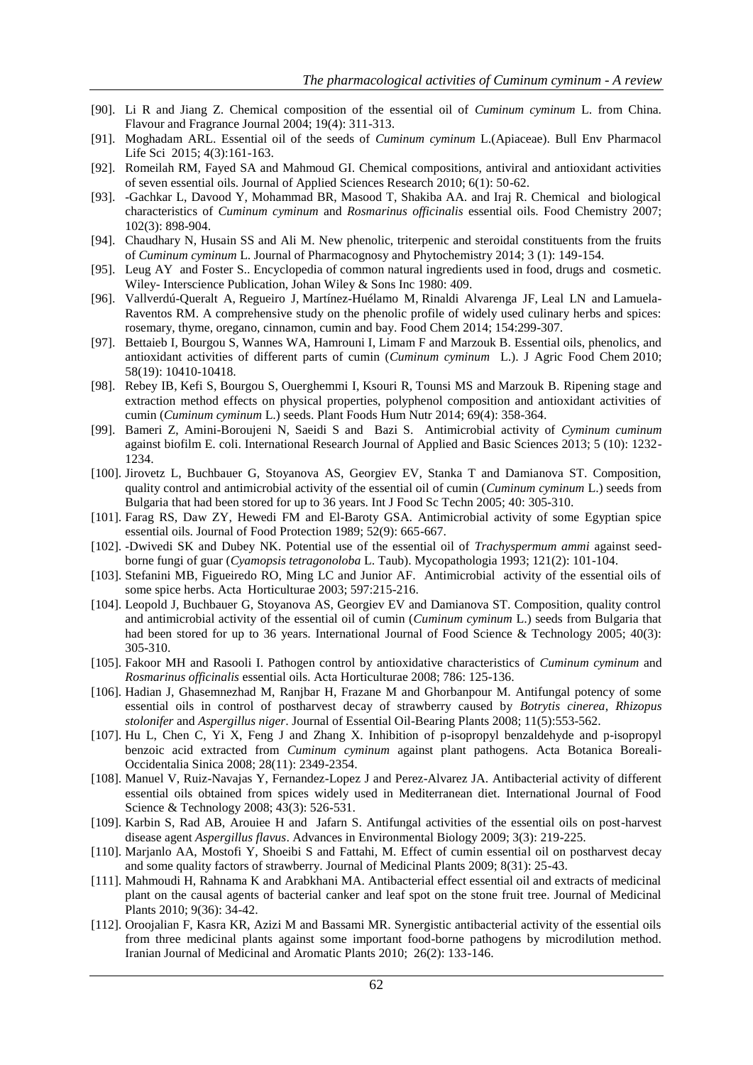[90]. Li R and Jiang Z. Chemical composition of the essential oil of *Cuminum cyminum* L. from China. Flavour and Fragrance Journal 2004; 19(4): 311-313.

[91]. Moghadam ARL. Essential oil of the seeds of *Cuminum cyminum* L.(Apiaceae). Bull Env Pharmacol Life Sci 2015; 4(3):161-163.

[92]. Romeilah RM, Fayed SA and Mahmoud GI. Chemical compositions, antiviral and antioxidant activities of seven essential oils. Journal of Applied Sciences Research 2010; 6(1): 50-62.

[93]. -Gachkar L, Davood Y, Mohammad BR, Masood T, Shakiba AA. and Iraj R. Chemical and biological characteristics of *Cuminum cyminum* and *Rosmarinus officinalis* essential oils. Food Chemistry 2007; 102(3): 898-904.

[94]. Chaudhary N, Husain SS and Ali M. New phenolic, triterpenic and steroidal constituents from the fruits of *Cuminum cyminum* L. Journal of Pharmacognosy and Phytochemistry 2014; 3 (1): 149-154.

[95]. Leug AY and Foster S.. Encyclopedia of common natural ingredients used in food, drugs and cosmetic. Wiley- Interscience Publication, Johan Wiley & Sons Inc 1980: 409.

[96]. Vallverdú-Queralt A, Regueiro J, Martínez-Huélamo M, Rinaldi Alvarenga JF, Leal LN and Lamuela-Raventos RM. A comprehensive study on the phenolic profile of widely used culinary herbs and spices: rosemary, thyme, oregano, cinnamon, cumin and bay. Food Chem 2014; 154:299-307.

[97]. Bettaieb I, Bourgou S, Wannes WA, Hamrouni I, Limam F and Marzouk B. Essential oils, phenolics, and antioxidant activities of different parts of cumin (*Cuminum cyminum* L.). J Agric Food Chem 2010; 58(19): 10410-10418.

[98]. Rebey IB, Kefi S, Bourgou S, Ouerghemmi I, Ksouri R, Tounsi MS and Marzouk B. Ripening stage and extraction method effects on physical properties, polyphenol composition and antioxidant activities of cumin (*Cuminum cyminum* L.) seeds. Plant Foods Hum Nutr 2014; 69(4): 358-364.

[99]. Bameri Z, Amini-Boroujeni N, Saeidi S and Bazi S. Antimicrobial activity of *Cyminum cuminum* against biofilm E. coli. International Research Journal of Applied and Basic Sciences 2013; 5 (10): 1232-1234.

[100]. Jirovetz L, Buchbauer G, Stoyanova AS, Georgiev EV, Stanka T and Damianova ST. Composition, quality control and antimicrobial activity of the essential oil of cumin (*Cuminum cyminum* L.) seeds from Bulgaria that had been stored for up to 36 years. Int J Food Sc Techn 2005; 40: 305-310.

[101]. Farag RS, Daw ZY, Hewedi FM and El-Baroty GSA. Antimicrobial activity of some Egyptian spice essential oils. Journal of Food Protection 1989; 52(9): 665-667.

[102]. -Dwivedi SK and Dubey NK. Potential use of the essential oil of *Trachyspermum ammi* against seed-borne fungi of guar (*Cyamopsis tetragonoloba* L. Taub). Mycopathologia 1993; 121(2): 101-104.

[103]. Stefanini MB, Figueiredo RO, Ming LC and Junior AF. Antimicrobial activity of the essential oils of some spice herbs. Acta Horticulturae 2003; 597:215-216.

[104]. Leopold J, Buchbauer G, Stoyanova AS, Georgiev EV and Damianova ST. Composition, quality control and antimicrobial activity of the essential oil of cumin (*Cuminum cyminum* L.) seeds from Bulgaria that had been stored for up to 36 years. International Journal of Food Science & Technology 2005; 40(3): 305-310.

[105]. Fakoor MH and Rasooli I. Pathogen control by antioxidative characteristics of *Cuminum cyminum* and *Rosmarinus officinalis* essential oils. Acta Horticulturae 2008; 786: 125-136.

[106]. Hadian J, Ghasemnezhad M, Ranjbar H, Frazane M and Ghorbanpour M. Antifungal potency of some essential oils in control of postharvest decay of strawberry caused by *Botrytis cinerea*, *Rhizopus stolonifer* and *Aspergillus niger*. Journal of Essential Oil-Bearing Plants 2008; 11(5):553-562.

[107]. Hu L, Chen C, Yi X, Feng J and Zhang X. Inhibition of p-isopropyl benzaldehyde and p-isopropyl benzoic acid extracted from *Cuminum cyminum* against plant pathogens. Acta Botanica Boreali-Occidentalia Sinica 2008; 28(11): 2349-2354.

[108]. Manuel V, Ruiz-Navajas Y, Fernandez-Lopez J and Perez-Alvarez JA. Antibacterial activity of different essential oils obtained from spices widely used in Mediterranean diet. International Journal of Food Science & Technology 2008; 43(3): 526-531.

[109]. Karbin S, Rad AB, Arouiee H and Jafarn S. Antifungal activities of the essential oils on post-harvest disease agent *Aspergillus flavus*. Advances in Environmental Biology 2009; 3(3): 219-225.

[110]. Marjanlo AA, Mostofi Y, Shoeibi S and Fattahi, M. Effect of cumin essential oil on postharvest decay and some quality factors of strawberry. Journal of Medicinal Plants 2009; 8(31): 25-43.

[111]. Mahmoudi H, Rahnama K and Arabkhani MA. Antibacterial effect essential oil and extracts of medicinal plant on the causal agents of bacterial canker and leaf spot on the stone fruit tree. Journal of Medicinal Plants 2010; 9(36): 34-42.

[112]. Oroojalian F, Kasra KR, Azizi M and Bassami MR. Synergistic antibacterial activity of the essential oils from three medicinal plants against some important food-borne pathogens by microdilution method. Iranian Journal of Medicinal and Aromatic Plants 2010; 26(2): 133-146.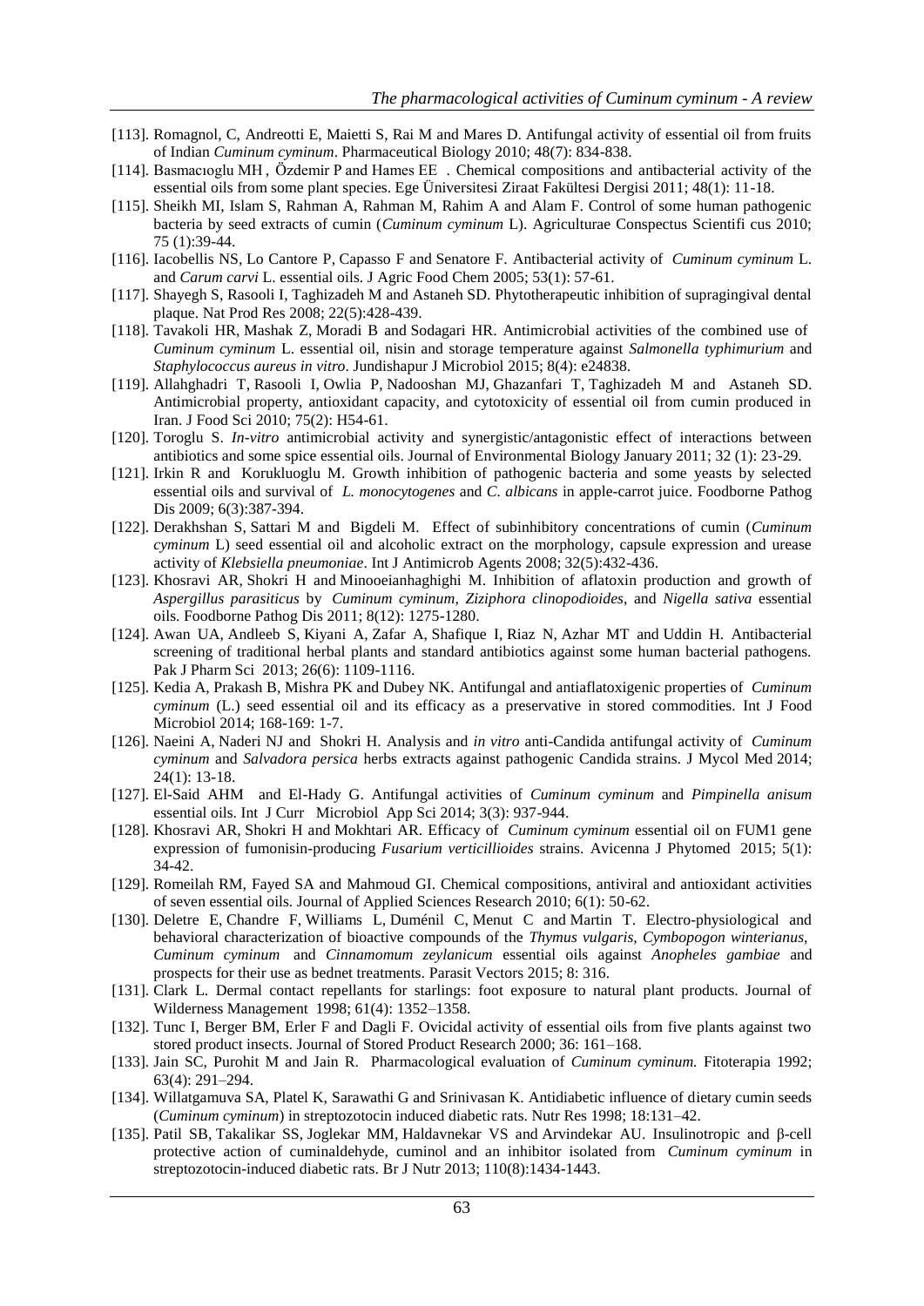[113]. Romagnol, C, Andreotti E, Maietti S, Rai M and Mares D. Antifungal activity of essential oil from fruits of Indian *Cuminum cyminum*. Pharmaceutical Biology 2010; 48(7): 834-838.

[114]. Basmacıoglu MH , Özdemir P and Hames EE . Chemical compositions and antibacterial activity of the essential oils from some plant species. Ege Üniversitesi Ziraat Fakültesi Dergisi 2011; 48(1): 11-18.

[115]. Sheikh MI, Islam S, Rahman A, Rahman M, Rahim A and Alam F. Control of some human pathogenic bacteria by seed extracts of cumin (*Cuminum cyminum* L). Agriculturae Conspectus Scientifi cus 2010; 75 (1):39-44.

[116]. Iacobellis NS, Lo Cantore P, Capasso F and Senatore F. Antibacterial activity of *Cuminum cyminum* L. and *Carum carvi* L. essential oils. J Agric Food Chem 2005; 53(1): 57-61.

[117]. Shayegh S, Rasooli I, Taghizadeh M and Astaneh SD. Phytotherapeutic inhibition of supragingival dental plaque. Nat Prod Res 2008; 22(5):428-439.

[118]. Tavakoli HR, Mashak Z, Moradi B and Sodagari HR. Antimicrobial activities of the combined use of *Cuminum cyminum* L. essential oil, nisin and storage temperature against *Salmonella typhimurium* and *Staphylococcus aureus in vitro*. Jundishapur J Microbiol 2015; 8(4): e24838.

[119]. Allahghadri T, Rasooli I, Owlia P, Nadooshan MJ, Ghazanfari T, Taghizadeh M and Astaneh SD. Antimicrobial property, antioxidant capacity, and cytotoxicity of essential oil from cumin produced in Iran. J Food Sci 2010; 75(2): H54-61.

[120]. Toroglu S. *In-vitro* antimicrobial activity and synergistic/antagonistic effect of interactions between antibiotics and some spice essential oils. Journal of Environmental Biology January 2011; 32 (1): 23-29.

[121]. Irkin R and Korukluoglu M. Growth inhibition of pathogenic bacteria and some yeasts by selected essential oils and survival of *L. monocytogenes* and *C. albicans* in apple-carrot juice. Foodborne Pathog Dis 2009; 6(3):387-394.

[122]. Derakhshan S, Sattari M and Bigdeli M. Effect of subinhibitory concentrations of cumin (*Cuminum cyminum* L) seed essential oil and alcoholic extract on the morphology, capsule expression and urease activity of *Klebsiella pneumoniae*. Int J Antimicrob Agents 2008; 32(5):432-436.

[123]. Khosravi AR, Shokri H and Minooeianhaghighi M. Inhibition of aflatoxin production and growth of *Aspergillus parasiticus* by *Cuminum cyminum*, *Ziziphora clinopodioides*, and *Nigella sativa* essential oils. Foodborne Pathog Dis 2011; 8(12): 1275-1280.

[124]. Awan UA, Andleeb S, Kiyani A, Zafar A, Shafique I, Riaz N, Azhar MT and Uddin H. Antibacterial screening of traditional herbal plants and standard antibiotics against some human bacterial pathogens. Pak J Pharm Sci 2013; 26(6): 1109-1116.

[125]. Kedia A, Prakash B, Mishra PK and Dubey NK. Antifungal and antiaflatoxigenic properties of *Cuminum cyminum* (L.) seed essential oil and its efficacy as a preservative in stored commodities. Int J Food Microbiol 2014; 168-169: 1-7.

[126]. Naeini A, Naderi NJ and Shokri H. Analysis and *in vitro* anti-Candida antifungal activity of *Cuminum cyminum* and *Salvadora persica* herbs extracts against pathogenic Candida strains. J Mycol Med 2014; 24(1): 13-18.

[127]. El-Said AHM and El-Hady G. Antifungal activities of *Cuminum cyminum* and *Pimpinella anisum* essential oils. Int J Curr Microbiol App Sci 2014; 3(3): 937-944.

[128]. Khosravi AR, Shokri H and Mokhtari AR. Efficacy of *Cuminum cyminum* essential oil on FUM1 gene expression of fumonisin-producing *Fusarium verticillioides* strains. Avicenna J Phytomed 2015; 5(1): 34-42.

[129]. Romeilah RM, Fayed SA and Mahmoud GI. Chemical compositions, antiviral and antioxidant activities of seven essential oils. Journal of Applied Sciences Research 2010; 6(1): 50-62.

[130]. Deletre E, Chandre F, Williams L, Duménil C, Menut C and Martin T. Electro-physiological and behavioral characterization of bioactive compounds of the *Thymus vulgaris*, *Cymbopogon winterianus*, *Cuminum cyminum* and *Cinnamomum zeylanicum* essential oils against *Anopheles gambiae* and prospects for their use as bednet treatments. Parasit Vectors 2015; 8: 316.

[131]. Clark L. Dermal contact repellants for starlings: foot exposure to natural plant products. Journal of Wilderness Management 1998; 61(4): 1352–1358.

[132]. Tunc I, Berger BM, Erler F and Dagli F. Ovicidal activity of essential oils from five plants against two stored product insects. Journal of Stored Product Research 2000; 36: 161–168.

[133]. Jain SC, Purohit M and Jain R. Pharmacological evaluation of *Cuminum cyminum.* Fitoterapia 1992; 63(4): 291–294.

[134]. Willatgamuva SA, Platel K, Sarawathi G and Srinivasan K. Antidiabetic influence of dietary cumin seeds (*Cuminum cyminum*) in streptozotocin induced diabetic rats. Nutr Res 1998; 18:131–42.

[135]. Patil SB, Takalikar SS, Joglekar MM, Haldavnekar VS and Arvindekar AU. Insulinotropic and β-cell protective action of cuminaldehyde, cuminol and an inhibitor isolated from *Cuminum cyminum* in streptozotocin-induced diabetic rats. Br J Nutr 2013; 110(8):1434-1443.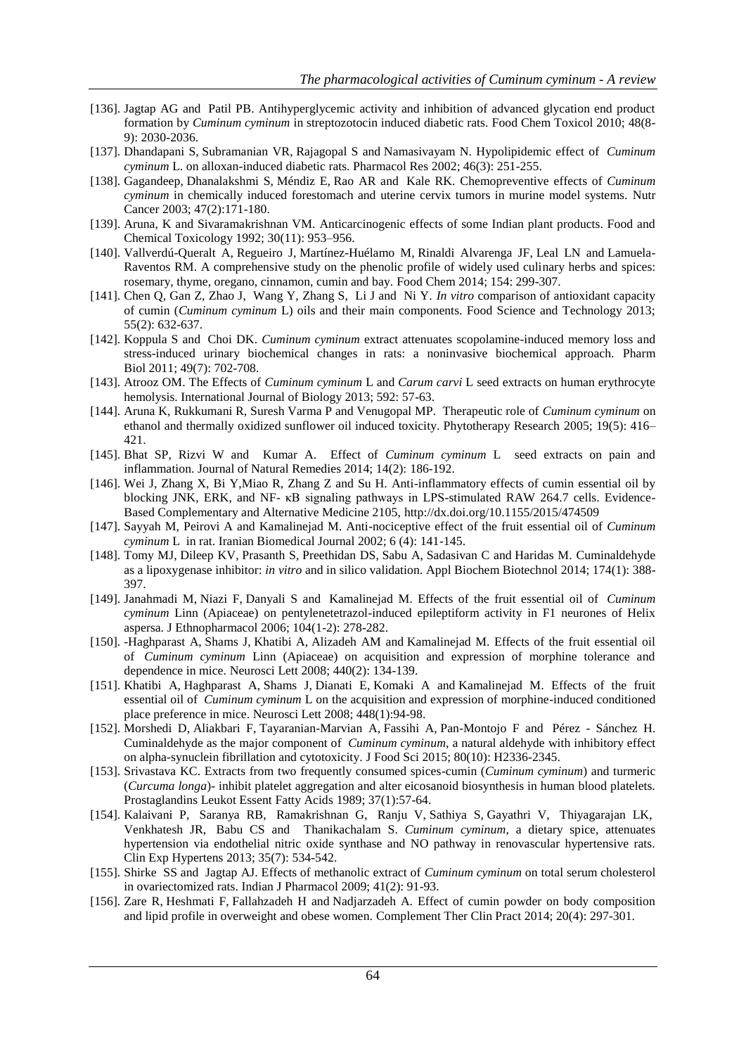[136]. Jagtap AG and Patil PB. Antihyperglycemic activity and inhibition of advanced glycation end product formation by *Cuminum cyminum* in streptozotocin induced diabetic rats. Food Chem Toxicol 2010; 48(8-9): 2030-2036.

[137]. Dhandapani S, Subramanian VR, Rajagopal S and Namasivayam N. Hypolipidemic effect of *Cuminum cyminum* L. on alloxan-induced diabetic rats. Pharmacol Res 2002; 46(3): 251-255.

[138]. Gagandeep, Dhanalakshmi S, Méndiz E, Rao AR and Kale RK. Chemopreventive effects of *Cuminum cyminum* in chemically induced forestomach and uterine cervix tumors in murine model systems. Nutr Cancer 2003; 47(2):171-180.

[139]. Aruna, K and Sivaramakrishnan VM. Anticarcinogenic effects of some Indian plant products. Food and Chemical Toxicology 1992; 30(11): 953–956.

[140]. Vallverdú-Queralt A, Regueiro J, Martínez-Huélamo M, Rinaldi Alvarenga JF, Leal LN and Lamuela-Raventos RM. A comprehensive study on the phenolic profile of widely used culinary herbs and spices: rosemary, thyme, oregano, cinnamon, cumin and bay. Food Chem 2014; 154: 299-307.

[141]. Chen Q, Gan Z, Zhao J, Wang Y, Zhang S, Li J and Ni Y. *In vitro* comparison of antioxidant capacity of cumin (*Cuminum cyminum* L) oils and their main components. Food Science and Technology 2013; 55(2): 632-637.

[142]. Koppula S and Choi DK. *Cuminum cyminum* extract attenuates scopolamine-induced memory loss and stress-induced urinary biochemical changes in rats: a noninvasive biochemical approach. Pharm Biol 2011; 49(7): 702-708.

[143]. Atrooz OM. The Effects of *Cuminum cyminum* L and *Carum carvi* L seed extracts on human erythrocyte hemolysis. International Journal of Biology 2013; 592: 57-63.

[144]. Aruna K, Rukkumani R, Suresh Varma P and Venugopal MP. Therapeutic role of *Cuminum cyminum* on ethanol and thermally oxidized sunflower oil induced toxicity. Phytotherapy Research 2005; 19(5): 416–421.

[145]. Bhat SP, Rizvi W and Kumar A. Effect of *Cuminum cyminum* L seed extracts on pain and inflammation. Journal of Natural Remedies 2014; 14(2): 186-192.

[146]. Wei J, Zhang X, Bi Y,Miao R, Zhang Z and Su H. Anti-inflammatory effects of cumin essential oil by blocking JNK, ERK, and NF- κB signaling pathways in LPS-stimulated RAW 264.7 cells. Evidence-Based Complementary and Alternative Medicine 2105, http://dx.doi.org/10.1155/2015/474509

[147]. Sayyah M, Peirovi A and Kamalinejad M. Anti-nociceptive effect of the fruit essential oil of *Cuminum cyminum* L in rat. Iranian Biomedical Journal 2002; 6 (4): 141-145.

[148]. Tomy MJ, Dileep KV, Prasanth S, Preethidan DS, Sabu A, Sadasivan C and Haridas M. Cuminaldehyde as a lipoxygenase inhibitor: *in vitro* and in silico validation. Appl Biochem Biotechnol 2014; 174(1): 388-397.

[149]. Janahmadi M, Niazi F, Danyali S and Kamalinejad M. Effects of the fruit essential oil of *Cuminum cyminum* Linn (Apiaceae) on pentylenetetrazol-induced epileptiform activity in F1 neurones of Helix aspersa. J Ethnopharmacol 2006; 104(1-2): 278-282.

[150]. -Haghparast A, Shams J, Khatibi A, Alizadeh AM and Kamalinejad M. Effects of the fruit essential oil of *Cuminum cyminum* Linn (Apiaceae) on acquisition and expression of morphine tolerance and dependence in mice. Neurosci Lett 2008; 440(2): 134-139.

[151]. Khatibi A, Haghparast A, Shams J, Dianati E, Komaki A and Kamalinejad M. Effects of the fruit essential oil of *Cuminum cyminum* L on the acquisition and expression of morphine-induced conditioned place preference in mice. Neurosci Lett 2008; 448(1):94-98.

[152]. Morshedi D, Aliakbari F, Tayaranian-Marvian A, Fassihi A, Pan-Montojo F and Pérez - Sánchez H. Cuminaldehyde as the major component of *Cuminum cyminum*, a natural aldehyde with inhibitory effect on alpha-synuclein fibrillation and cytotoxicity. J Food Sci 2015; 80(10): H2336-2345.

[153]. Srivastava KC. Extracts from two frequently consumed spices-cumin (*Cuminum cyminum*) and turmeric (*Curcuma longa*)- inhibit platelet aggregation and alter eicosanoid biosynthesis in human blood platelets. Prostaglandins Leukot Essent Fatty Acids 1989; 37(1):57-64.

[154]. Kalaivani P, Saranya RB, Ramakrishnan G, Ranju V, Sathiya S, Gayathri V, Thiyagarajan LK, Venkhatesh JR, Babu CS and Thanikachalam S. *Cuminum cyminum*, a dietary spice, attenuates hypertension via endothelial nitric oxide synthase and NO pathway in renovascular hypertensive rats. Clin Exp Hypertens 2013; 35(7): 534-542.

[155]. Shirke SS and Jagtap AJ. Effects of methanolic extract of *Cuminum cyminum* on total serum cholesterol in ovariectomized rats. Indian J Pharmacol 2009; 41(2): 91-93.

[156]. Zare R, Heshmati F, Fallahzadeh H and Nadjarzadeh A. Effect of cumin powder on body composition and lipid profile in overweight and obese women. Complement Ther Clin Pract 2014; 20(4): 297-301.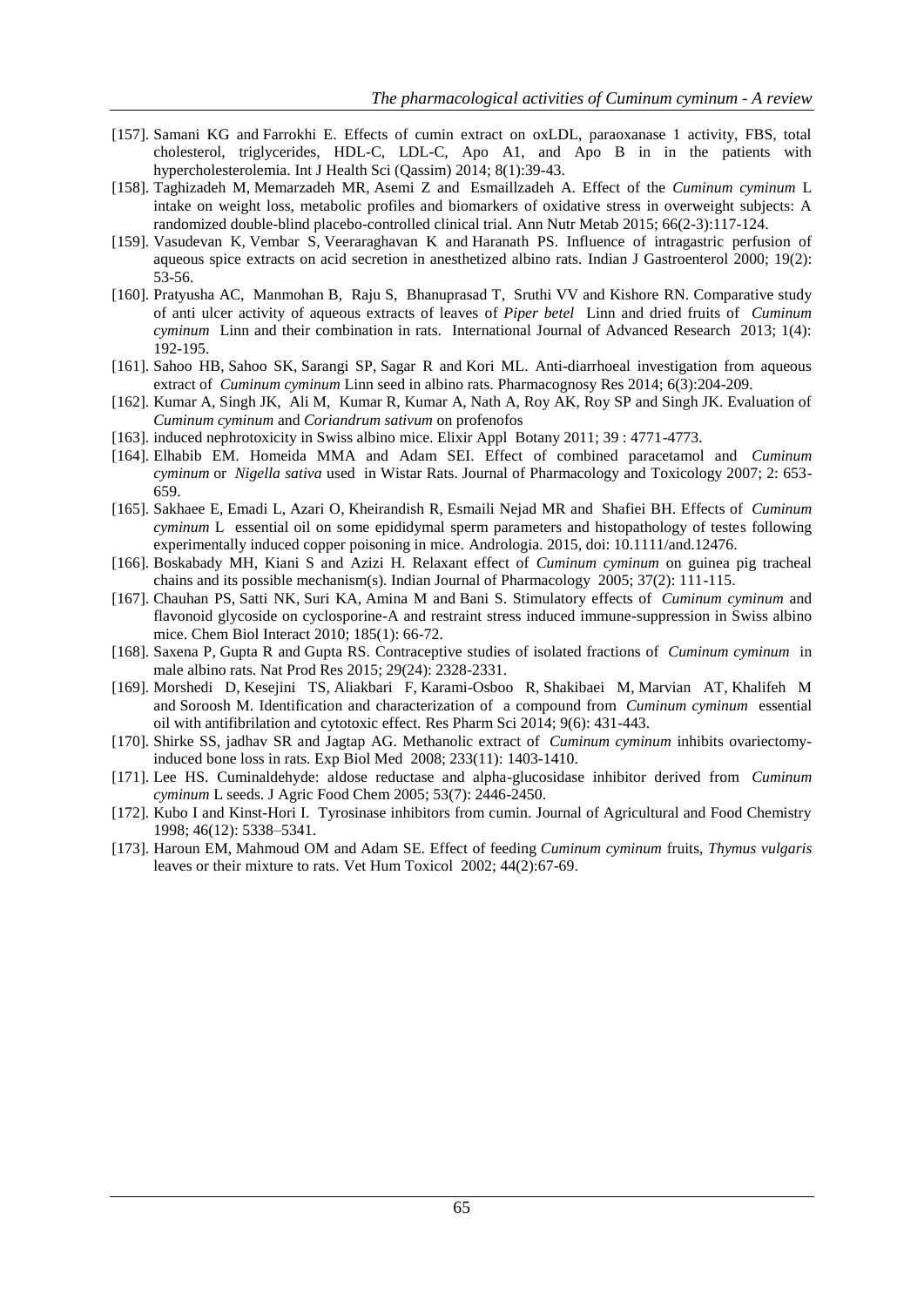[157]. Samani KG and Farrokhi E. Effects of cumin extract on oxLDL, paraoxanase 1 activity, FBS, total cholesterol, triglycerides, HDL-C, LDL-C, Apo A1, and Apo B in in the patients with hypercholesterolemia. Int J Health Sci (Qassim) 2014; 8(1):39-43.

[158]. Taghizadeh M, Memarzadeh MR, Asemi Z and Esmaillzadeh A. Effect of the *Cuminum cyminum* L intake on weight loss, metabolic profiles and biomarkers of oxidative stress in overweight subjects: A randomized double-blind placebo-controlled clinical trial. Ann Nutr Metab 2015; 66(2-3):117-124.

[159]. Vasudevan K, Vembar S, Veeraraghavan K and Haranath PS. Influence of intragastric perfusion of aqueous spice extracts on acid secretion in anesthetized albino rats. Indian J Gastroenterol 2000; 19(2): 53-56.

[160]. Pratyusha AC, Manmohan B, Raju S, Bhanuprasad T, Sruthi VV and Kishore RN. Comparative study of anti ulcer activity of aqueous extracts of leaves of *Piper betel* Linn and dried fruits of *Cuminum cyminum* Linn and their combination in rats. International Journal of Advanced Research 2013; 1(4): 192-195.

[161]. Sahoo HB, Sahoo SK, Sarangi SP, Sagar R and Kori ML. Anti-diarrhoeal investigation from aqueous extract of *Cuminum cyminum* Linn seed in albino rats. Pharmacognosy Res 2014; 6(3):204-209.

[162]. Kumar A, Singh JK, Ali M, Kumar R, Kumar A, Nath A, Roy AK, Roy SP and Singh JK. Evaluation of *Cuminum cyminum* and *Coriandrum sativum* on profenofos

[163]. induced nephrotoxicity in Swiss albino mice. Elixir Appl Botany 2011; 39 : 4771-4773.

[164]. Elhabib EM. Homeida MMA and Adam SEI. Effect of combined paracetamol and *Cuminum cyminum* or *Nigella sativa* used in Wistar Rats. Journal of Pharmacology and Toxicology 2007; 2: 653-659.

[165]. Sakhaee E, Emadi L, Azari O, Kheirandish R, Esmaili Nejad MR and Shafiei BH. Effects of *Cuminum cyminum* L essential oil on some epididymal sperm parameters and histopathology of testes following experimentally induced copper poisoning in mice. Andrologia. 2015, doi: 10.1111/and.12476.

[166]. Boskabady MH, Kiani S and Azizi H. Relaxant effect of *Cuminum cyminum* on guinea pig tracheal chains and its possible mechanism(s). Indian Journal of Pharmacology 2005; 37(2): 111-115.

[167]. Chauhan PS, Satti NK, Suri KA, Amina M and Bani S. Stimulatory effects of *Cuminum cyminum* and flavonoid glycoside on cyclosporine-A and restraint stress induced immune-suppression in Swiss albino mice. Chem Biol Interact 2010; 185(1): 66-72.

[168]. Saxena P, Gupta R and Gupta RS. Contraceptive studies of isolated fractions of *Cuminum cyminum* in male albino rats. Nat Prod Res 2015; 29(24): 2328-2331.

[169]. Morshedi D, Kesejini TS, Aliakbari F, Karami-Osboo R, Shakibaei M, Marvian AT, Khalifeh M and Soroosh M. Identification and characterization of a compound from *Cuminum cyminum* essential oil with antifibrilation and cytotoxic effect. Res Pharm Sci 2014; 9(6): 431-443.

[170]. Shirke SS, jadhav SR and Jagtap AG. Methanolic extract of *Cuminum cyminum* inhibits ovariectomy-induced bone loss in rats. Exp Biol Med 2008; 233(11): 1403-1410.

[171]. Lee HS. Cuminaldehyde: aldose reductase and alpha-glucosidase inhibitor derived from *Cuminum cyminum* L seeds. J Agric Food Chem 2005; 53(7): 2446-2450.

[172]. Kubo I and Kinst-Hori I. Tyrosinase inhibitors from cumin. Journal of Agricultural and Food Chemistry 1998; 46(12): 5338–5341.

[173]. Haroun EM, Mahmoud OM and Adam SE. Effect of feeding *Cuminum cyminum* fruits, *Thymus vulgaris* leaves or their mixture to rats. Vet Hum Toxicol 2002; 44(2):67-69.